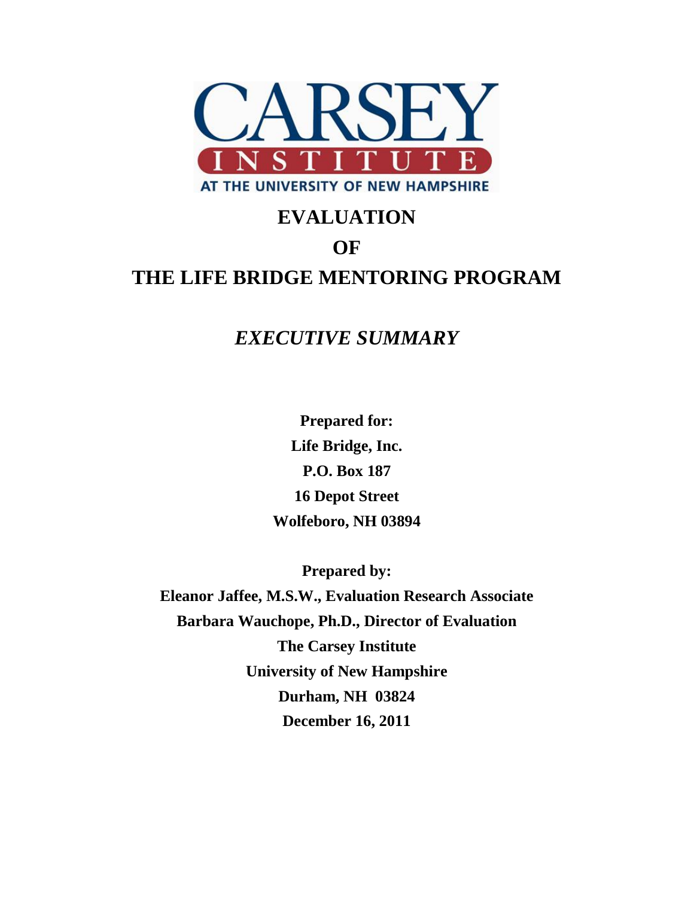CARSEY INSTITUTE

AT THE UNIVERSITY OF NEW HAMPSHIRE

# EVALUATION OF THE LIFE BRIDGE MENTORING PROGRAM

## *EXECUTIVE SUMMARY*

**Prepared for:**
**Life Bridge, Inc.**
**P.O. Box 187**
**16 Depot Street**
**Wolfeboro, NH 03894**

**Prepared by:**
**Eleanor Jaffee, M.S.W., Evaluation Research Associate**
**Barbara Wauchope, Ph.D., Director of Evaluation**
**The Carsey Institute**
**University of New Hampshire**
**Durham, NH 03824**
**December 16, 2011**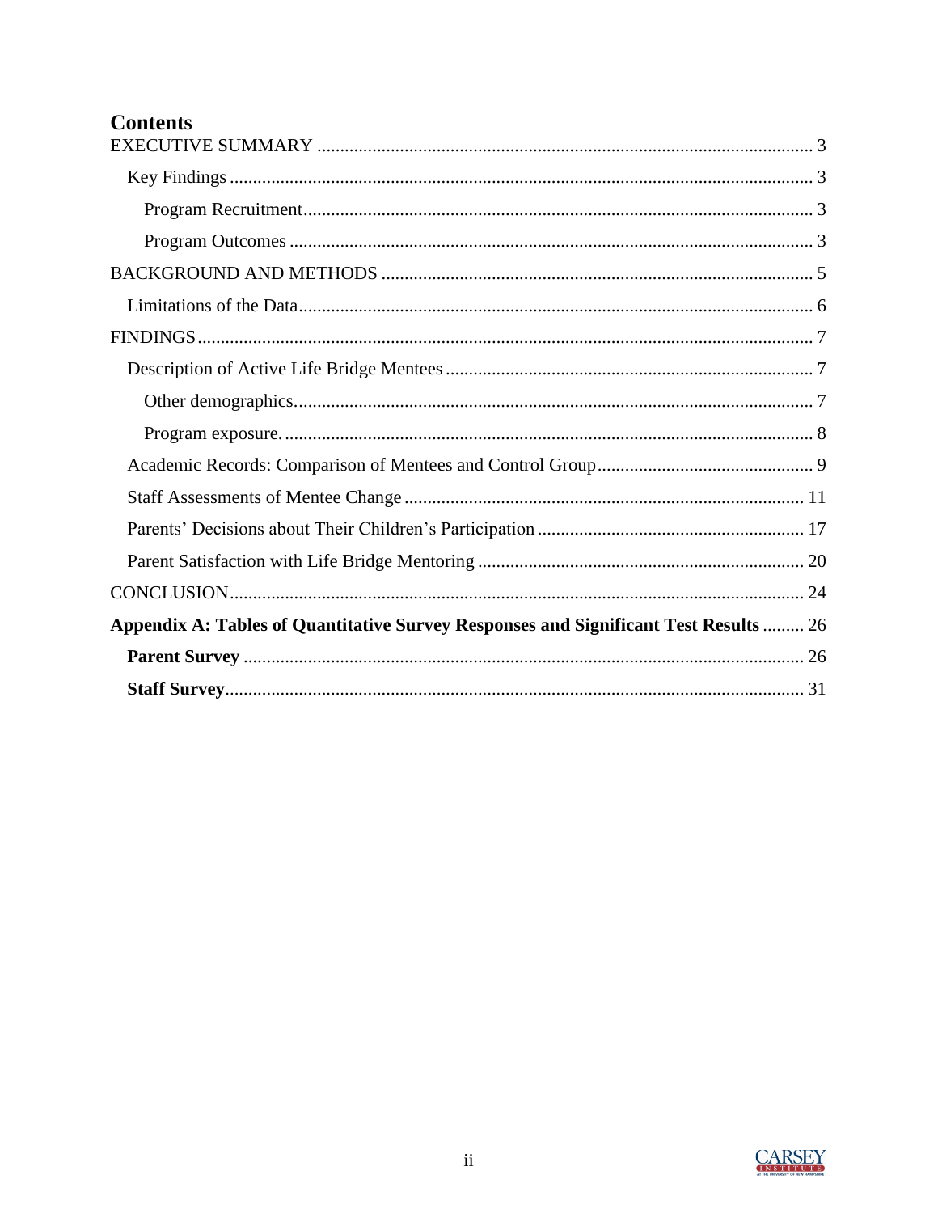# Contents

EXECUTIVE SUMMARY ........................................................................................................... 3

- Key Findings .............................................................................................................................. 3
  - Program Recruitment.............................................................................................................. 3
  - Program Outcomes ................................................................................................................. 3

BACKGROUND AND METHODS ............................................................................................. 5

- Limitations of the Data............................................................................................................... 6

FINDINGS.................................................................................................................................... 7

- Description of Active Life Bridge Mentees ................................................................................ 7
  - Other demographics................................................................................................................ 7
  - Program exposure. .................................................................................................................. 8
- Academic Records: Comparison of Mentees and Control Group............................................... 9
- Staff Assessments of Mentee Change ....................................................................................... 11
- Parents' Decisions about Their Children's Participation ......................................................... 17
- Parent Satisfaction with Life Bridge Mentoring ....................................................................... 20

CONCLUSION............................................................................................................................ 24

**Appendix A: Tables of Quantitative Survey Responses and Significant Test Results** ......... 26

- **Parent Survey** ........................................................................................................................ 26
- **Staff Survey**............................................................................................................................ 31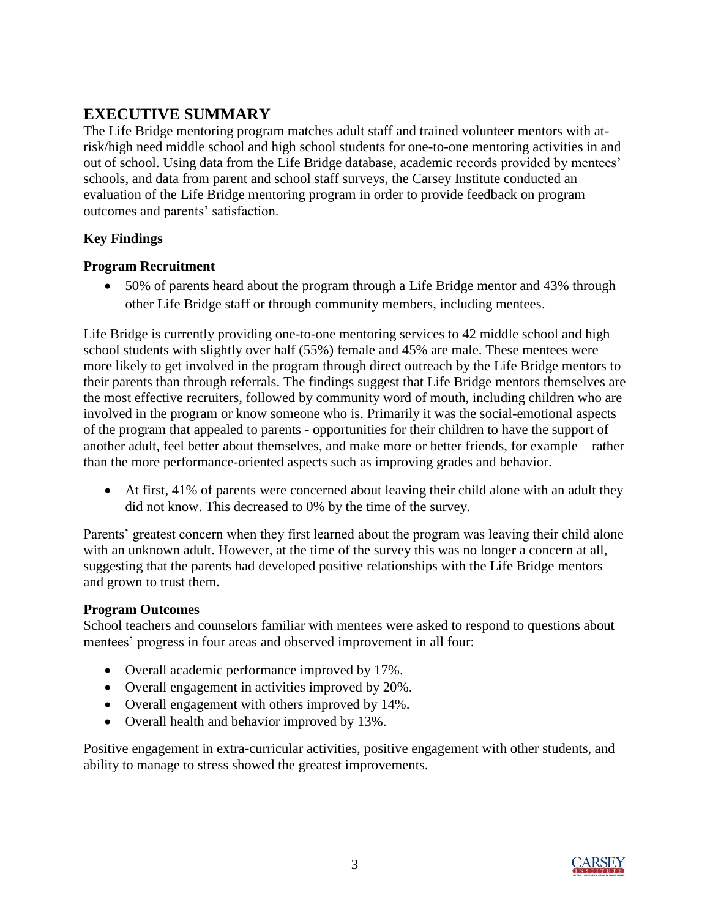# EXECUTIVE SUMMARY

The Life Bridge mentoring program matches adult staff and trained volunteer mentors with at-risk/high need middle school and high school students for one-to-one mentoring activities in and out of school. Using data from the Life Bridge database, academic records provided by mentees' schools, and data from parent and school staff surveys, the Carsey Institute conducted an evaluation of the Life Bridge mentoring program in order to provide feedback on program outcomes and parents' satisfaction.

**Key Findings**

**Program Recruitment**

- 50% of parents heard about the program through a Life Bridge mentor and 43% through other Life Bridge staff or through community members, including mentees.

Life Bridge is currently providing one-to-one mentoring services to 42 middle school and high school students with slightly over half (55%) female and 45% are male. These mentees were more likely to get involved in the program through direct outreach by the Life Bridge mentors to their parents than through referrals. The findings suggest that Life Bridge mentors themselves are the most effective recruiters, followed by community word of mouth, including children who are involved in the program or know someone who is. Primarily it was the social-emotional aspects of the program that appealed to parents - opportunities for their children to have the support of another adult, feel better about themselves, and make more or better friends, for example – rather than the more performance-oriented aspects such as improving grades and behavior.

- At first, 41% of parents were concerned about leaving their child alone with an adult they did not know. This decreased to 0% by the time of the survey.

Parents' greatest concern when they first learned about the program was leaving their child alone with an unknown adult. However, at the time of the survey this was no longer a concern at all, suggesting that the parents had developed positive relationships with the Life Bridge mentors and grown to trust them.

**Program Outcomes**

School teachers and counselors familiar with mentees were asked to respond to questions about mentees' progress in four areas and observed improvement in all four:

- Overall academic performance improved by 17%.
- Overall engagement in activities improved by 20%.
- Overall engagement with others improved by 14%.
- Overall health and behavior improved by 13%.

Positive engagement in extra-curricular activities, positive engagement with other students, and ability to manage to stress showed the greatest improvements.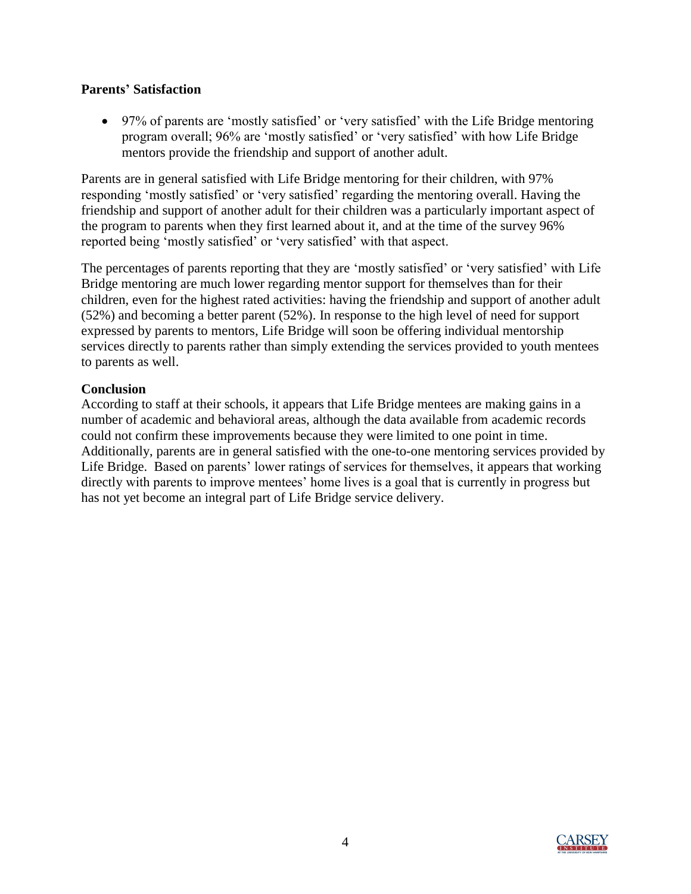**Parents' Satisfaction**

- 97% of parents are 'mostly satisfied' or 'very satisfied' with the Life Bridge mentoring program overall; 96% are 'mostly satisfied' or 'very satisfied' with how Life Bridge mentors provide the friendship and support of another adult.

Parents are in general satisfied with Life Bridge mentoring for their children, with 97% responding 'mostly satisfied' or 'very satisfied' regarding the mentoring overall. Having the friendship and support of another adult for their children was a particularly important aspect of the program to parents when they first learned about it, and at the time of the survey 96% reported being 'mostly satisfied' or 'very satisfied' with that aspect.

The percentages of parents reporting that they are 'mostly satisfied' or 'very satisfied' with Life Bridge mentoring are much lower regarding mentor support for themselves than for their children, even for the highest rated activities: having the friendship and support of another adult (52%) and becoming a better parent (52%). In response to the high level of need for support expressed by parents to mentors, Life Bridge will soon be offering individual mentorship services directly to parents rather than simply extending the services provided to youth mentees to parents as well.

**Conclusion**

According to staff at their schools, it appears that Life Bridge mentees are making gains in a number of academic and behavioral areas, although the data available from academic records could not confirm these improvements because they were limited to one point in time. Additionally, parents are in general satisfied with the one-to-one mentoring services provided by Life Bridge. Based on parents' lower ratings of services for themselves, it appears that working directly with parents to improve mentees' home lives is a goal that is currently in progress but has not yet become an integral part of Life Bridge service delivery.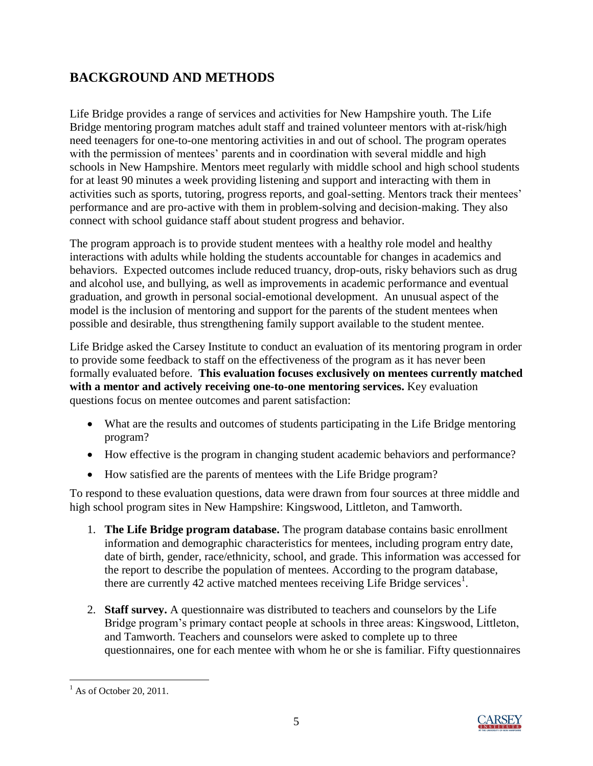## BACKGROUND AND METHODS

Life Bridge provides a range of services and activities for New Hampshire youth. The Life Bridge mentoring program matches adult staff and trained volunteer mentors with at-risk/high need teenagers for one-to-one mentoring activities in and out of school. The program operates with the permission of mentees' parents and in coordination with several middle and high schools in New Hampshire. Mentors meet regularly with middle school and high school students for at least 90 minutes a week providing listening and support and interacting with them in activities such as sports, tutoring, progress reports, and goal-setting. Mentors track their mentees' performance and are pro-active with them in problem-solving and decision-making. They also connect with school guidance staff about student progress and behavior.

The program approach is to provide student mentees with a healthy role model and healthy interactions with adults while holding the students accountable for changes in academics and behaviors. Expected outcomes include reduced truancy, drop-outs, risky behaviors such as drug and alcohol use, and bullying, as well as improvements in academic performance and eventual graduation, and growth in personal social-emotional development. An unusual aspect of the model is the inclusion of mentoring and support for the parents of the student mentees when possible and desirable, thus strengthening family support available to the student mentee.

Life Bridge asked the Carsey Institute to conduct an evaluation of its mentoring program in order to provide some feedback to staff on the effectiveness of the program as it has never been formally evaluated before. **This evaluation focuses exclusively on mentees currently matched with a mentor and actively receiving one-to-one mentoring services.** Key evaluation questions focus on mentee outcomes and parent satisfaction:

- What are the results and outcomes of students participating in the Life Bridge mentoring program?
- How effective is the program in changing student academic behaviors and performance?
- How satisfied are the parents of mentees with the Life Bridge program?

To respond to these evaluation questions, data were drawn from four sources at three middle and high school program sites in New Hampshire: Kingswood, Littleton, and Tamworth.

1. **The Life Bridge program database.** The program database contains basic enrollment information and demographic characteristics for mentees, including program entry date, date of birth, gender, race/ethnicity, school, and grade. This information was accessed for the report to describe the population of mentees. According to the program database, there are currently 42 active matched mentees receiving Life Bridge services[1].

2. **Staff survey.** A questionnaire was distributed to teachers and counselors by the Life Bridge program's primary contact people at schools in three areas: Kingswood, Littleton, and Tamworth. Teachers and counselors were asked to complete up to three questionnaires, one for each mentee with whom he or she is familiar. Fifty questionnaires

[1] As of October 20, 2011.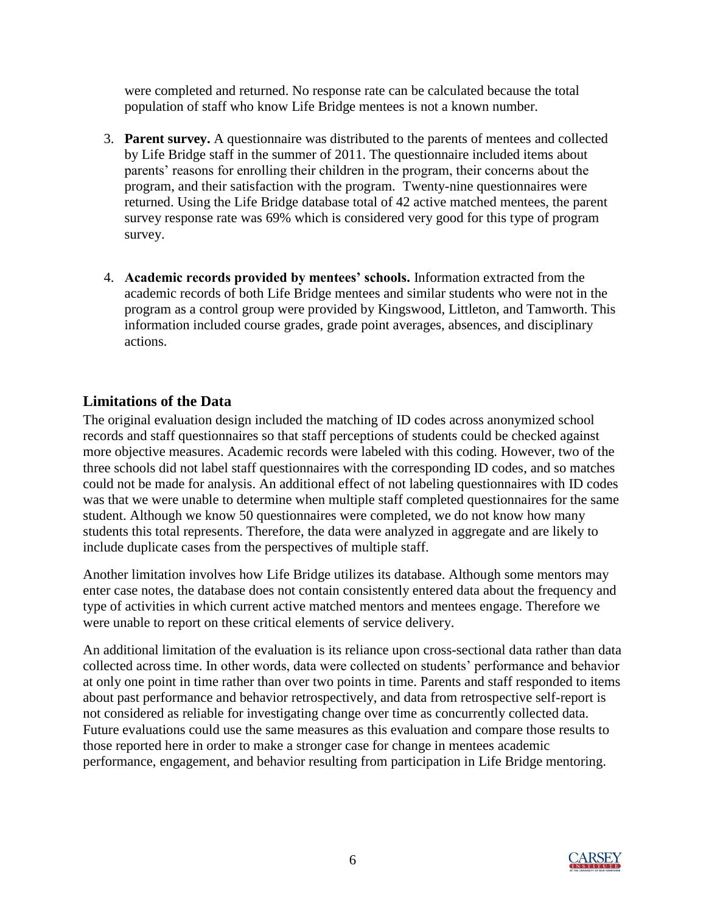were completed and returned. No response rate can be calculated because the total population of staff who know Life Bridge mentees is not a known number.

3. **Parent survey.** A questionnaire was distributed to the parents of mentees and collected by Life Bridge staff in the summer of 2011. The questionnaire included items about parents' reasons for enrolling their children in the program, their concerns about the program, and their satisfaction with the program. Twenty-nine questionnaires were returned. Using the Life Bridge database total of 42 active matched mentees, the parent survey response rate was 69% which is considered very good for this type of program survey.

4. **Academic records provided by mentees' schools.** Information extracted from the academic records of both Life Bridge mentees and similar students who were not in the program as a control group were provided by Kingswood, Littleton, and Tamworth. This information included course grades, grade point averages, absences, and disciplinary actions.

## Limitations of the Data

The original evaluation design included the matching of ID codes across anonymized school records and staff questionnaires so that staff perceptions of students could be checked against more objective measures. Academic records were labeled with this coding. However, two of the three schools did not label staff questionnaires with the corresponding ID codes, and so matches could not be made for analysis. An additional effect of not labeling questionnaires with ID codes was that we were unable to determine when multiple staff completed questionnaires for the same student. Although we know 50 questionnaires were completed, we do not know how many students this total represents. Therefore, the data were analyzed in aggregate and are likely to include duplicate cases from the perspectives of multiple staff.

Another limitation involves how Life Bridge utilizes its database. Although some mentors may enter case notes, the database does not contain consistently entered data about the frequency and type of activities in which current active matched mentors and mentees engage. Therefore we were unable to report on these critical elements of service delivery.

An additional limitation of the evaluation is its reliance upon cross-sectional data rather than data collected across time. In other words, data were collected on students' performance and behavior at only one point in time rather than over two points in time. Parents and staff responded to items about past performance and behavior retrospectively, and data from retrospective self-report is not considered as reliable for investigating change over time as concurrently collected data. Future evaluations could use the same measures as this evaluation and compare those results to those reported here in order to make a stronger case for change in mentees academic performance, engagement, and behavior resulting from participation in Life Bridge mentoring.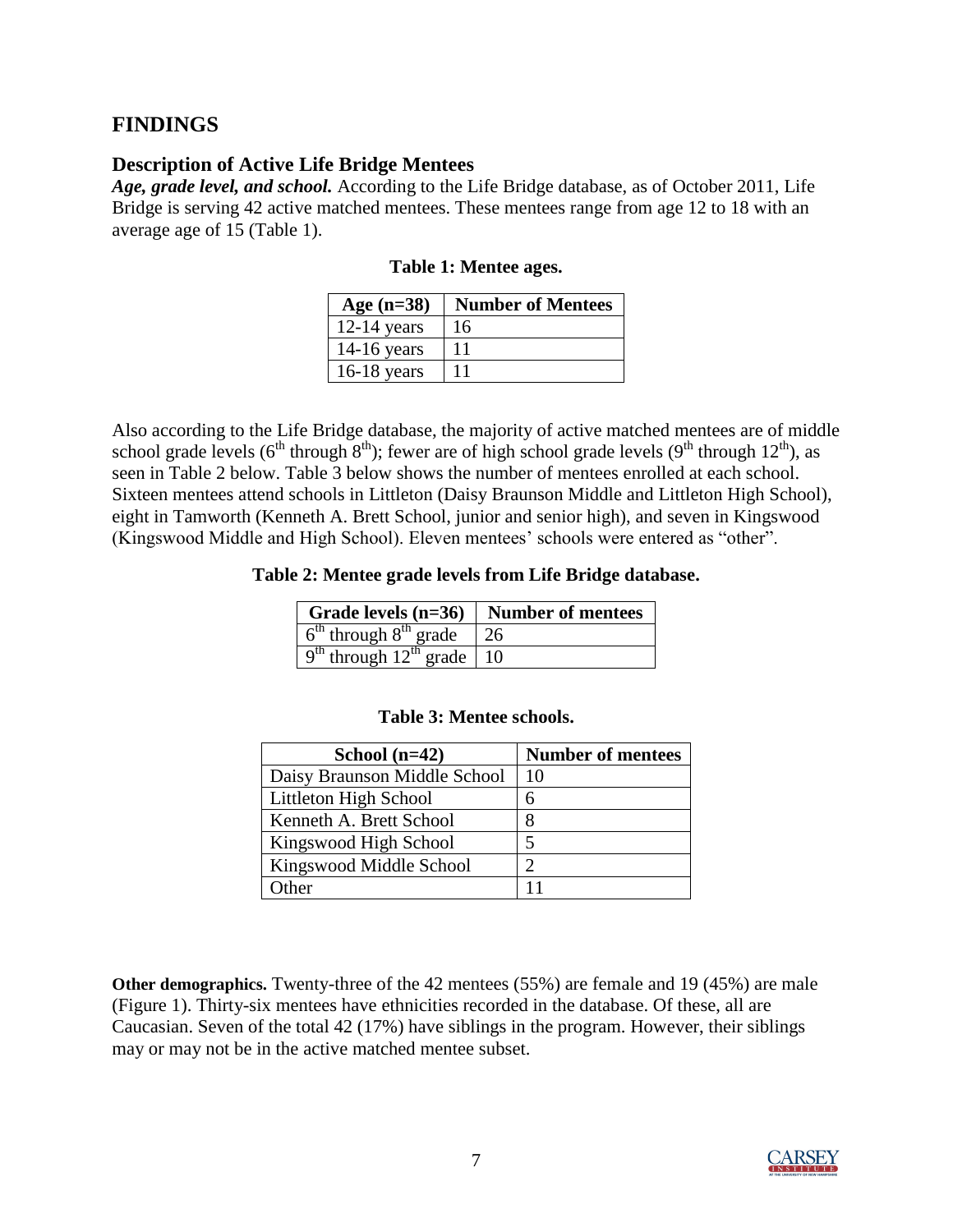## FINDINGS

### Description of Active Life Bridge Mentees

***Age, grade level, and school.*** According to the Life Bridge database, as of October 2011, Life Bridge is serving 42 active matched mentees. These mentees range from age 12 to 18 with an average age of 15 (Table 1).

**Table 1: Mentee ages.**

| Age (n=38) | Number of Mentees |
|---|---|
| 12-14 years | 16 |
| 14-16 years | 11 |
| 16-18 years | 11 |

Also according to the Life Bridge database, the majority of active matched mentees are of middle school grade levels (6th through 8th); fewer are of high school grade levels (9th through 12th), as seen in Table 2 below. Table 3 below shows the number of mentees enrolled at each school. Sixteen mentees attend schools in Littleton (Daisy Braunson Middle and Littleton High School), eight in Tamworth (Kenneth A. Brett School, junior and senior high), and seven in Kingswood (Kingswood Middle and High School). Eleven mentees' schools were entered as "other".

**Table 2: Mentee grade levels from Life Bridge database.**

| Grade levels (n=36) | Number of mentees |
|---|---|
| 6th through 8th grade | 26 |
| 9th through 12th grade | 10 |

**Table 3: Mentee schools.**

| School (n=42) | Number of mentees |
|---|---|
| Daisy Braunson Middle School | 10 |
| Littleton High School | 6 |
| Kenneth A. Brett School | 8 |
| Kingswood High School | 5 |
| Kingswood Middle School | 2 |
| Other | 11 |

**Other demographics.** Twenty-three of the 42 mentees (55%) are female and 19 (45%) are male (Figure 1). Thirty-six mentees have ethnicities recorded in the database. Of these, all are Caucasian. Seven of the total 42 (17%) have siblings in the program. However, their siblings may or may not be in the active matched mentee subset.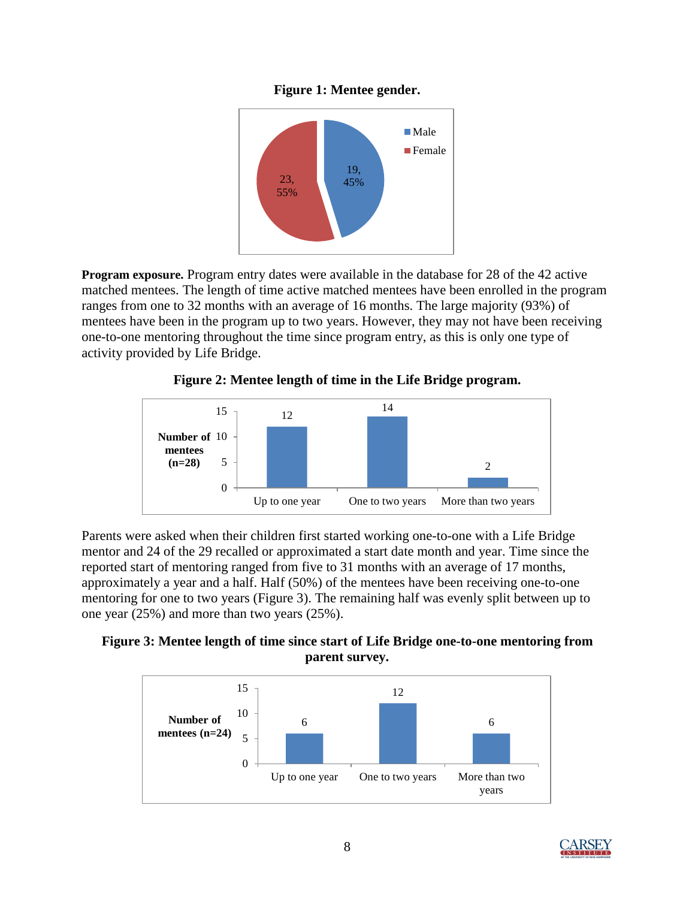**Figure 1: Mentee gender.**

| Gender | Number | Percent |
|---|---|---|
| Male | 19 | 45% |
| Female | 23 | 55% |

**Program exposure.** Program entry dates were available in the database for 28 of the 42 active matched mentees. The length of time active matched mentees have been enrolled in the program ranges from one to 32 months with an average of 16 months. The large majority (93%) of mentees have been in the program up to two years. However, they may not have been receiving one-to-one mentoring throughout the time since program entry, as this is only one type of activity provided by Life Bridge.

**Figure 2: Mentee length of time in the Life Bridge program.**

| | Number of mentees (n=28) |
|---|---|
| Up to one year | 12 |
| One to two years | 14 |
| More than two years | 2 |

Parents were asked when their children first started working one-to-one with a Life Bridge mentor and 24 of the 29 recalled or approximated a start date month and year. Time since the reported start of mentoring ranged from five to 31 months with an average of 17 months, approximately a year and a half. Half (50%) of the mentees have been receiving one-to-one mentoring for one to two years (Figure 3). The remaining half was evenly split between up to one year (25%) and more than two years (25%).

**Figure 3: Mentee length of time since start of Life Bridge one-to-one mentoring from parent survey.**

| | Number of mentees (n=24) |
|---|---|
| Up to one year | 6 |
| One to two years | 12 |
| More than two years | 6 |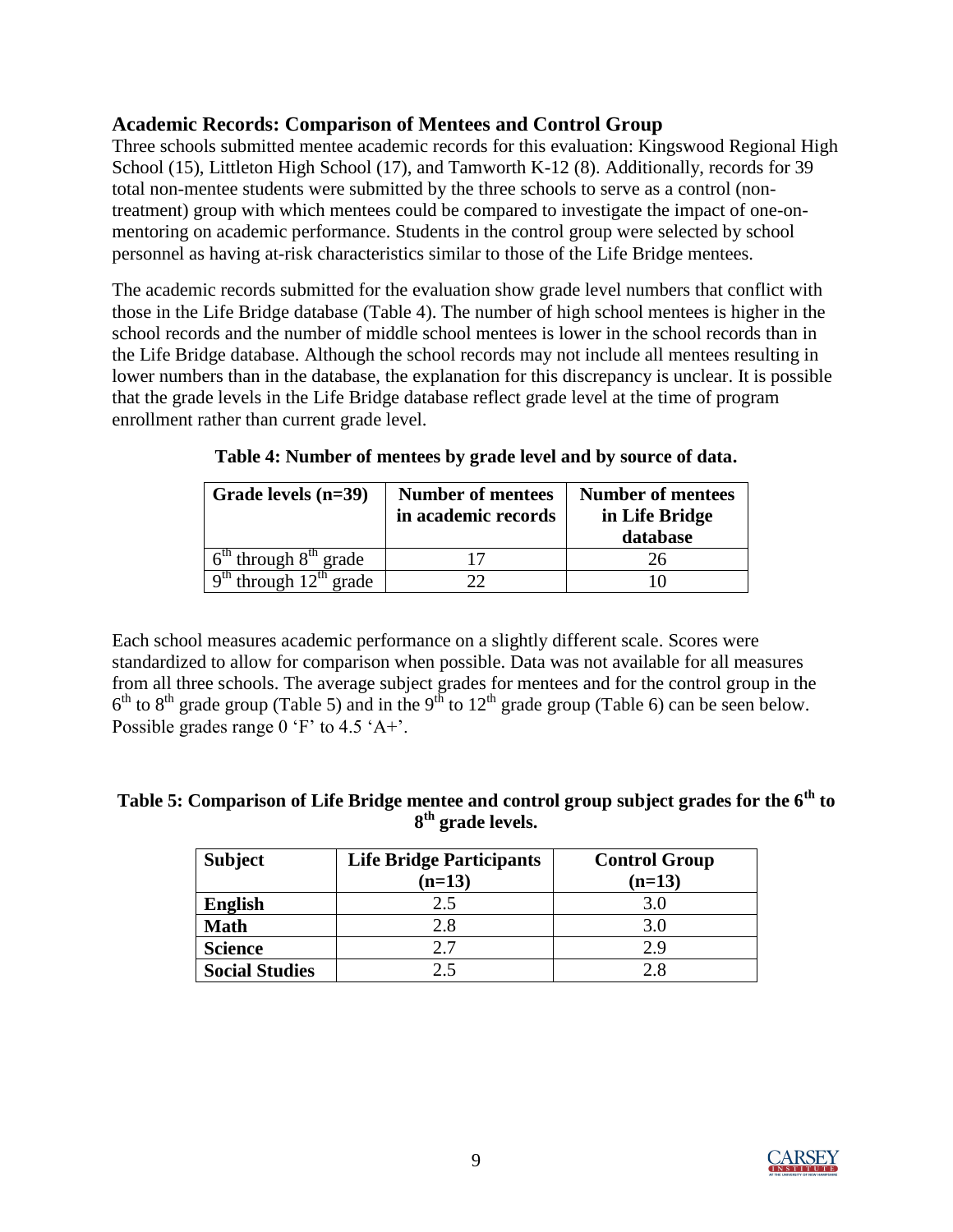## Academic Records: Comparison of Mentees and Control Group

Three schools submitted mentee academic records for this evaluation: Kingswood Regional High School (15), Littleton High School (17), and Tamworth K-12 (8). Additionally, records for 39 total non-mentee students were submitted by the three schools to serve as a control (non-treatment) group with which mentees could be compared to investigate the impact of one-on-mentoring on academic performance. Students in the control group were selected by school personnel as having at-risk characteristics similar to those of the Life Bridge mentees.

The academic records submitted for the evaluation show grade level numbers that conflict with those in the Life Bridge database (Table 4). The number of high school mentees is higher in the school records and the number of middle school mentees is lower in the school records than in the Life Bridge database. Although the school records may not include all mentees resulting in lower numbers than in the database, the explanation for this discrepancy is unclear. It is possible that the grade levels in the Life Bridge database reflect grade level at the time of program enrollment rather than current grade level.

**Table 4: Number of mentees by grade level and by source of data.**

| Grade levels (n=39) | Number of mentees in academic records | Number of mentees in Life Bridge database |
|---|---|---|
| 6th through 8th grade | 17 | 26 |
| 9th through 12th grade | 22 | 10 |

Each school measures academic performance on a slightly different scale. Scores were standardized to allow for comparison when possible. Data was not available for all measures from all three schools. The average subject grades for mentees and for the control group in the 6th to 8th grade group (Table 5) and in the 9th to 12th grade group (Table 6) can be seen below. Possible grades range 0 'F' to 4.5 'A+'.

**Table 5: Comparison of Life Bridge mentee and control group subject grades for the 6th to 8th grade levels.**

| Subject | Life Bridge Participants (n=13) | Control Group (n=13) |
|---|---|---|
| **English** | 2.5 | 3.0 |
| **Math** | 2.8 | 3.0 |
| **Science** | 2.7 | 2.9 |
| **Social Studies** | 2.5 | 2.8 |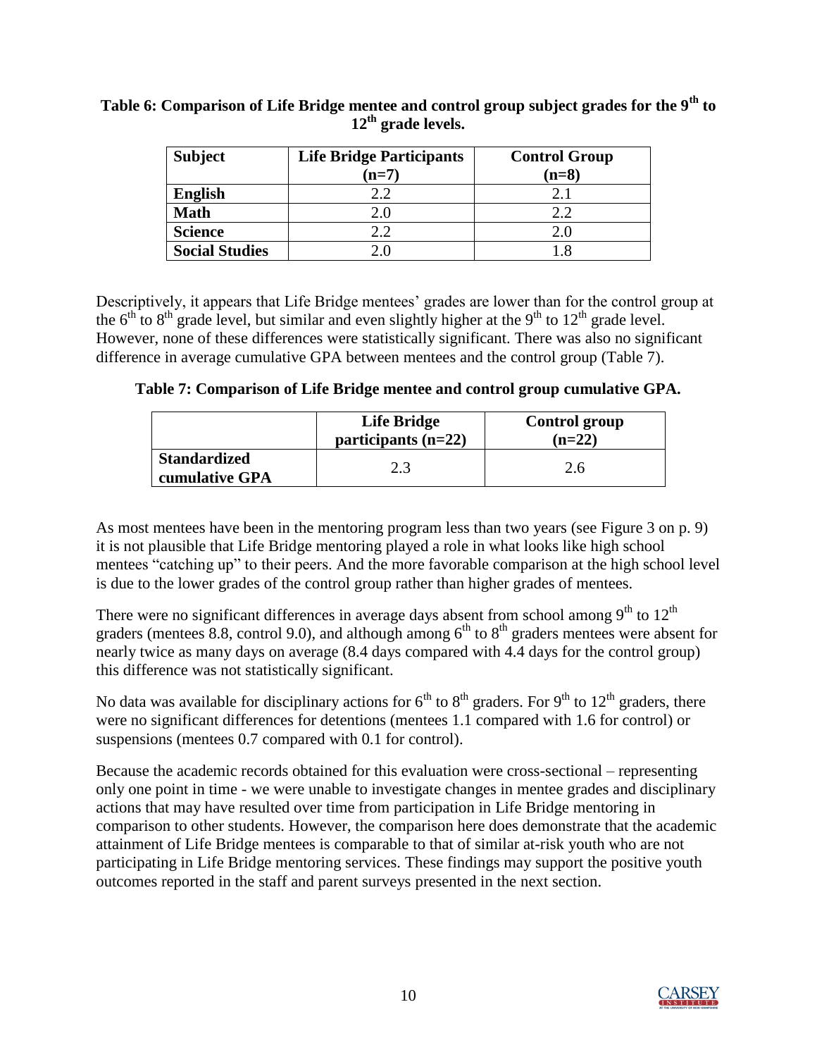**Table 6: Comparison of Life Bridge mentee and control group subject grades for the 9th to 12th grade levels.**

| Subject | Life Bridge Participants (n=7) | Control Group (n=8) |
|---|---|---|
| **English** | 2.2 | 2.1 |
| **Math** | 2.0 | 2.2 |
| **Science** | 2.2 | 2.0 |
| **Social Studies** | 2.0 | 1.8 |

Descriptively, it appears that Life Bridge mentees' grades are lower than for the control group at the 6th to 8th grade level, but similar and even slightly higher at the 9th to 12th grade level. However, none of these differences were statistically significant. There was also no significant difference in average cumulative GPA between mentees and the control group (Table 7).

**Table 7: Comparison of Life Bridge mentee and control group cumulative GPA.**

| | Life Bridge participants (n=22) | Control group (n=22) |
|---|---|---|
| **Standardized cumulative GPA** | 2.3 | 2.6 |

As most mentees have been in the mentoring program less than two years (see Figure 3 on p. 9) it is not plausible that Life Bridge mentoring played a role in what looks like high school mentees "catching up" to their peers. And the more favorable comparison at the high school level is due to the lower grades of the control group rather than higher grades of mentees.

There were no significant differences in average days absent from school among 9th to 12th graders (mentees 8.8, control 9.0), and although among 6th to 8th graders mentees were absent for nearly twice as many days on average (8.4 days compared with 4.4 days for the control group) this difference was not statistically significant.

No data was available for disciplinary actions for 6th to 8th graders. For 9th to 12th graders, there were no significant differences for detentions (mentees 1.1 compared with 1.6 for control) or suspensions (mentees 0.7 compared with 0.1 for control).

Because the academic records obtained for this evaluation were cross-sectional – representing only one point in time - we were unable to investigate changes in mentee grades and disciplinary actions that may have resulted over time from participation in Life Bridge mentoring in comparison to other students. However, the comparison here does demonstrate that the academic attainment of Life Bridge mentees is comparable to that of similar at-risk youth who are not participating in Life Bridge mentoring services. These findings may support the positive youth outcomes reported in the staff and parent surveys presented in the next section.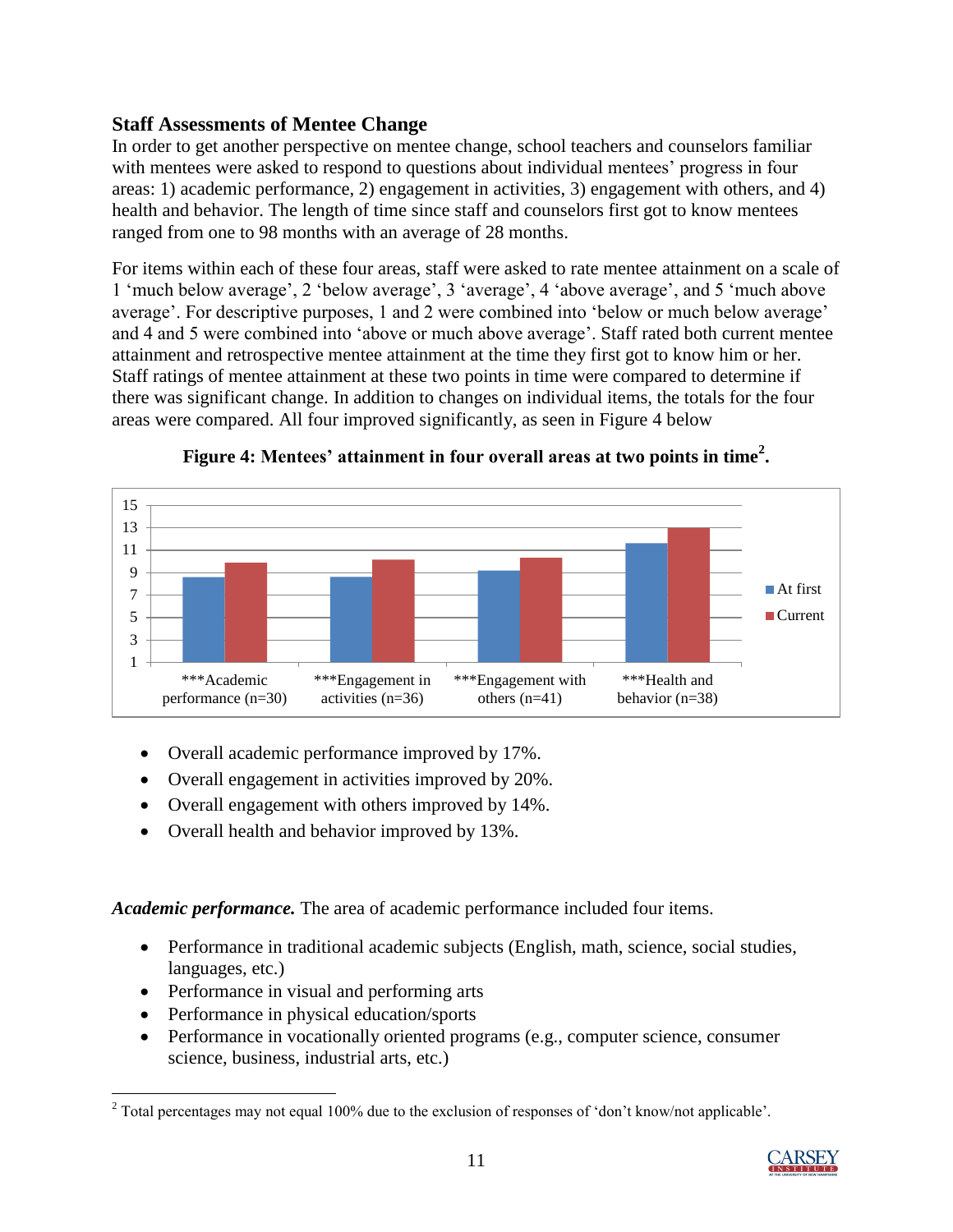### Staff Assessments of Mentee Change

In order to get another perspective on mentee change, school teachers and counselors familiar with mentees were asked to respond to questions about individual mentees' progress in four areas: 1) academic performance, 2) engagement in activities, 3) engagement with others, and 4) health and behavior. The length of time since staff and counselors first got to know mentees ranged from one to 98 months with an average of 28 months.

For items within each of these four areas, staff were asked to rate mentee attainment on a scale of 1 'much below average', 2 'below average', 3 'average', 4 'above average', and 5 'much above average'. For descriptive purposes, 1 and 2 were combined into 'below or much below average' and 4 and 5 were combined into 'above or much above average'. Staff rated both current mentee attainment and retrospective mentee attainment at the time they first got to know him or her. Staff ratings of mentee attainment at these two points in time were compared to determine if there was significant change. In addition to changes on individual items, the totals for the four areas were compared. All four improved significantly, as seen in Figure 4 below

**Figure 4: Mentees' attainment in four overall areas at two points in time[2].**

| | At first | Current |
|---|---|---|
| ***Academic performance (n=30) | | |
| ***Engagement in activities (n=36) | | |
| ***Engagement with others (n=41) | | |
| ***Health and behavior (n=38) | | |

- Overall academic performance improved by 17%.
- Overall engagement in activities improved by 20%.
- Overall engagement with others improved by 14%.
- Overall health and behavior improved by 13%.

***Academic performance.*** The area of academic performance included four items.

- Performance in traditional academic subjects (English, math, science, social studies, languages, etc.)
- Performance in visual and performing arts
- Performance in physical education/sports
- Performance in vocationally oriented programs (e.g., computer science, consumer science, business, industrial arts, etc.)

[2] Total percentages may not equal 100% due to the exclusion of responses of 'don't know/not applicable'.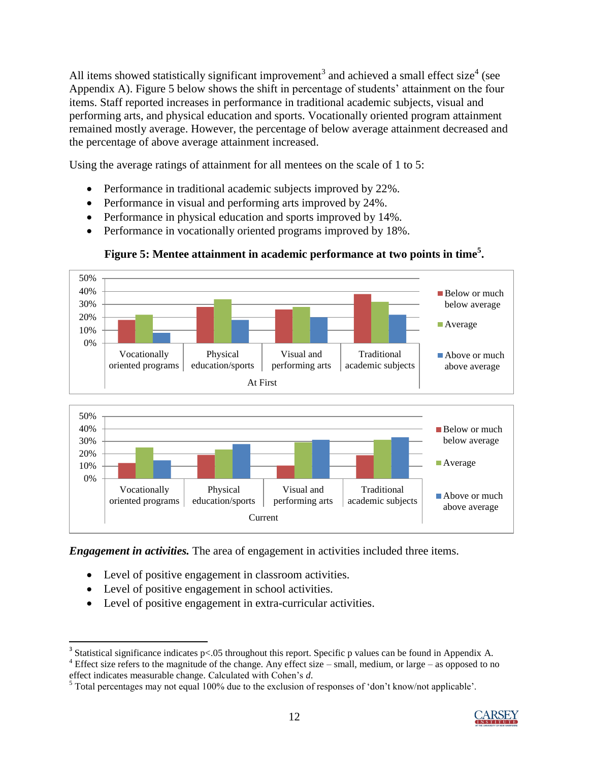All items showed statistically significant improvement[3] and achieved a small effect size[4] (see Appendix A). Figure 5 below shows the shift in percentage of students' attainment on the four items. Staff reported increases in performance in traditional academic subjects, visual and performing arts, and physical education and sports. Vocationally oriented program attainment remained mostly average. However, the percentage of below average attainment decreased and the percentage of above average attainment increased.

Using the average ratings of attainment for all mentees on the scale of 1 to 5:

- Performance in traditional academic subjects improved by 22%.
- Performance in visual and performing arts improved by 24%.
- Performance in physical education and sports improved by 14%.
- Performance in vocationally oriented programs improved by 18%.

**Figure 5: Mentee attainment in academic performance at two points in time[5].**

***Engagement in activities.*** The area of engagement in activities included three items.

- Level of positive engagement in classroom activities.
- Level of positive engagement in school activities.
- Level of positive engagement in extra-curricular activities.

---

[3] Statistical significance indicates p<.05 throughout this report. Specific p values can be found in Appendix A.

[4] Effect size refers to the magnitude of the change. Any effect size – small, medium, or large – as opposed to no effect indicates measurable change. Calculated with Cohen's *d*.

[5] Total percentages may not equal 100% due to the exclusion of responses of 'don't know/not applicable'.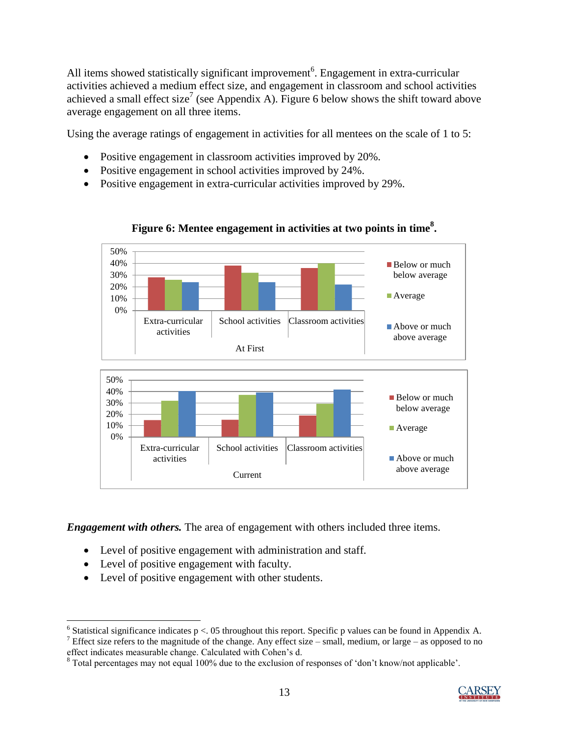All items showed statistically significant improvement[6]. Engagement in extra-curricular activities achieved a medium effect size, and engagement in classroom and school activities achieved a small effect size[7] (see Appendix A). Figure 6 below shows the shift toward above average engagement on all three items.

Using the average ratings of engagement in activities for all mentees on the scale of 1 to 5:

- Positive engagement in classroom activities improved by 20%.
- Positive engagement in school activities improved by 24%.
- Positive engagement in extra-curricular activities improved by 29%.

**Figure 6: Mentee engagement in activities at two points in time[8].**

*Engagement with others.* The area of engagement with others included three items.

- Level of positive engagement with administration and staff.
- Level of positive engagement with faculty.
- Level of positive engagement with other students.

[6] Statistical significance indicates p <. 05 throughout this report. Specific p values can be found in Appendix A.

[7] Effect size refers to the magnitude of the change. Any effect size – small, medium, or large – as opposed to no effect indicates measurable change. Calculated with Cohen's d.

[8] Total percentages may not equal 100% due to the exclusion of responses of 'don't know/not applicable'.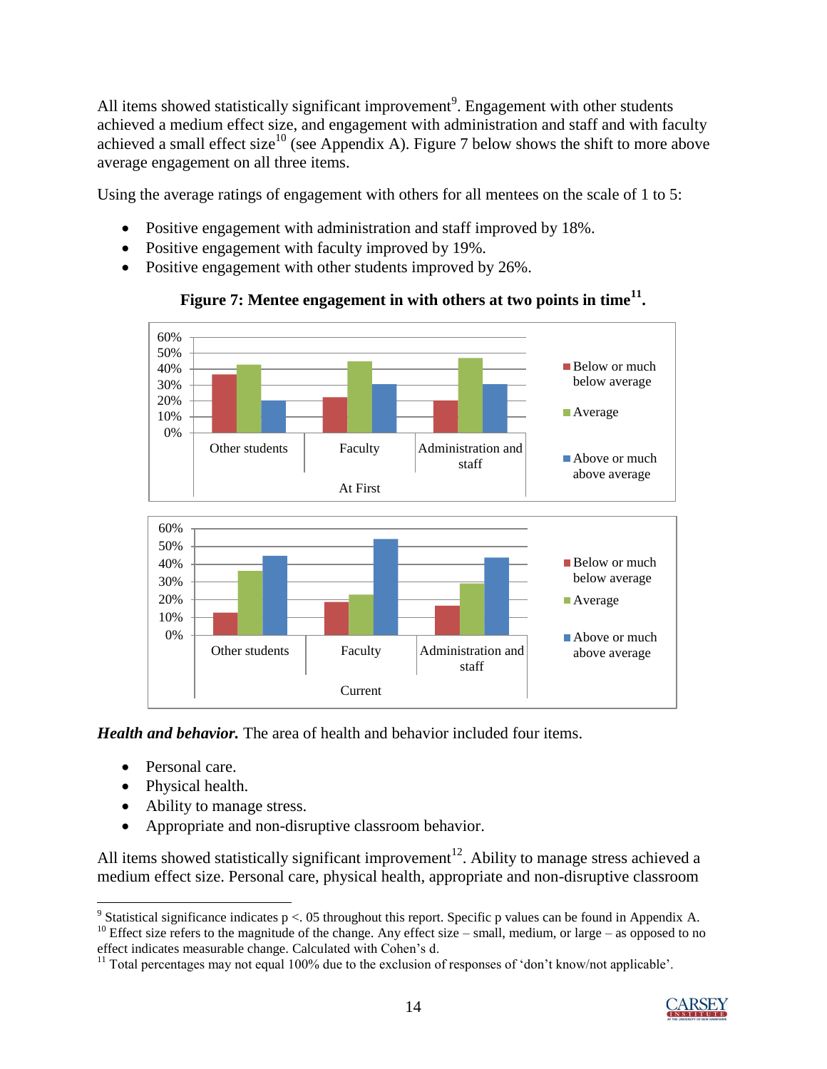All items showed statistically significant improvement[9]. Engagement with other students achieved a medium effect size, and engagement with administration and staff and with faculty achieved a small effect size[10] (see Appendix A). Figure 7 below shows the shift to more above average engagement on all three items.

Using the average ratings of engagement with others for all mentees on the scale of 1 to 5:

- Positive engagement with administration and staff improved by 18%.
- Positive engagement with faculty improved by 19%.
- Positive engagement with other students improved by 26%.

**Figure 7: Mentee engagement in with others at two points in time[11].**

*Health and behavior.* The area of health and behavior included four items.

- Personal care.
- Physical health.
- Ability to manage stress.
- Appropriate and non-disruptive classroom behavior.

All items showed statistically significant improvement[12]. Ability to manage stress achieved a medium effect size. Personal care, physical health, appropriate and non-disruptive classroom

---

[9] Statistical significance indicates p <. 05 throughout this report. Specific p values can be found in Appendix A.

[10] Effect size refers to the magnitude of the change. Any effect size – small, medium, or large – as opposed to no effect indicates measurable change. Calculated with Cohen's d.

[11] Total percentages may not equal 100% due to the exclusion of responses of 'don't know/not applicable'.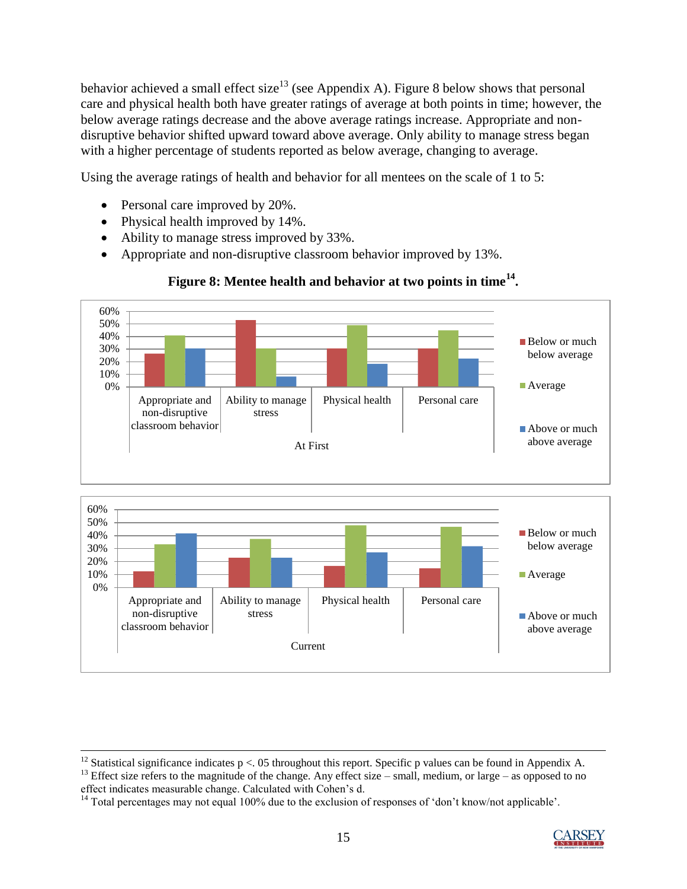behavior achieved a small effect size[13] (see Appendix A). Figure 8 below shows that personal care and physical health both have greater ratings of average at both points in time; however, the below average ratings decrease and the above average ratings increase. Appropriate and non-disruptive behavior shifted upward toward above average. Only ability to manage stress began with a higher percentage of students reported as below average, changing to average.

Using the average ratings of health and behavior for all mentees on the scale of 1 to 5:

- Personal care improved by 20%.
- Physical health improved by 14%.
- Ability to manage stress improved by 33%.
- Appropriate and non-disruptive classroom behavior improved by 13%.

**Figure 8: Mentee health and behavior at two points in time[14].**

---

[12] Statistical significance indicates p <. 05 throughout this report. Specific p values can be found in Appendix A.

[13] Effect size refers to the magnitude of the change. Any effect size – small, medium, or large – as opposed to no effect indicates measurable change. Calculated with Cohen's d.

[14] Total percentages may not equal 100% due to the exclusion of responses of 'don't know/not applicable'.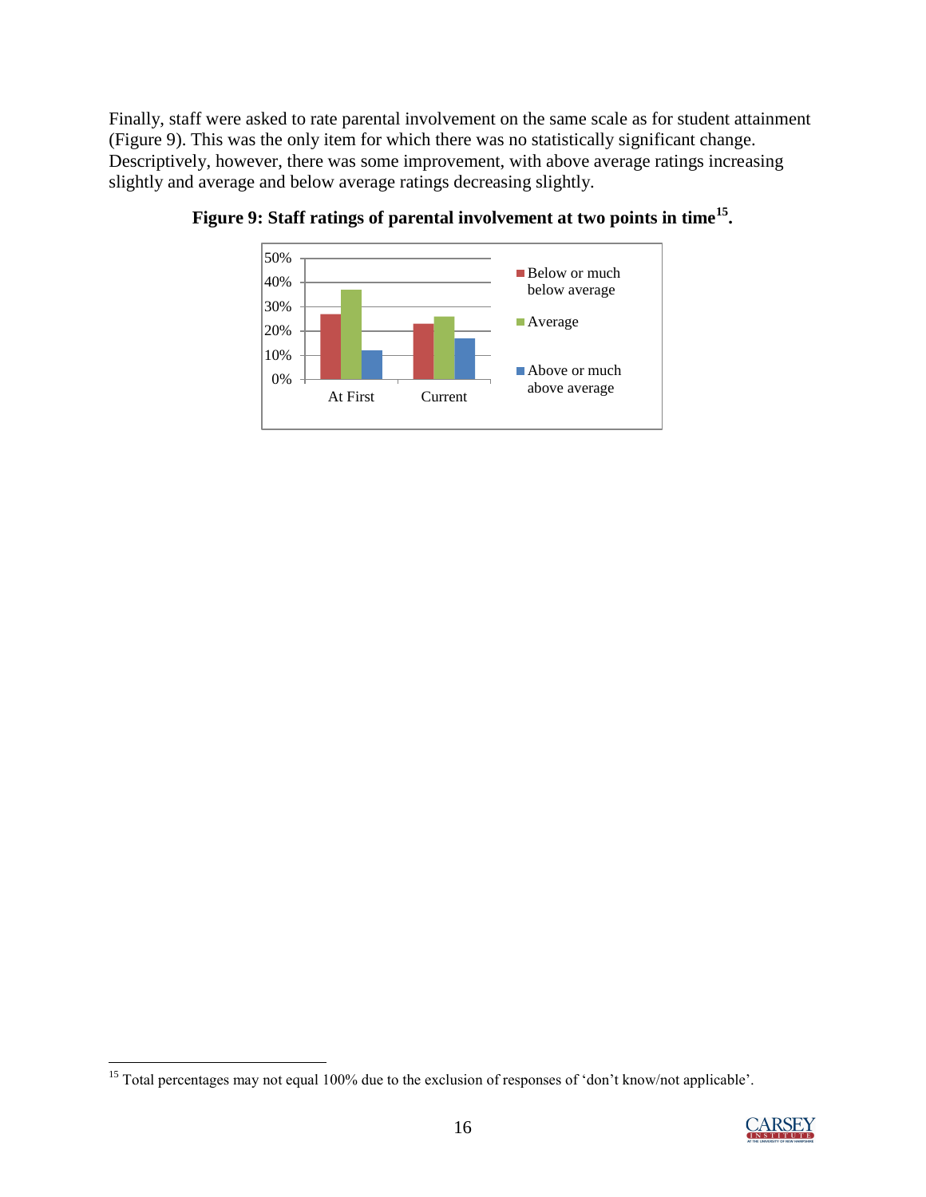Finally, staff were asked to rate parental involvement on the same scale as for student attainment (Figure 9). This was the only item for which there was no statistically significant change. Descriptively, however, there was some improvement, with above average ratings increasing slightly and average and below average ratings decreasing slightly.

**Figure 9: Staff ratings of parental involvement at two points in time[15].**

[15] Total percentages may not equal 100% due to the exclusion of responses of 'don't know/not applicable'.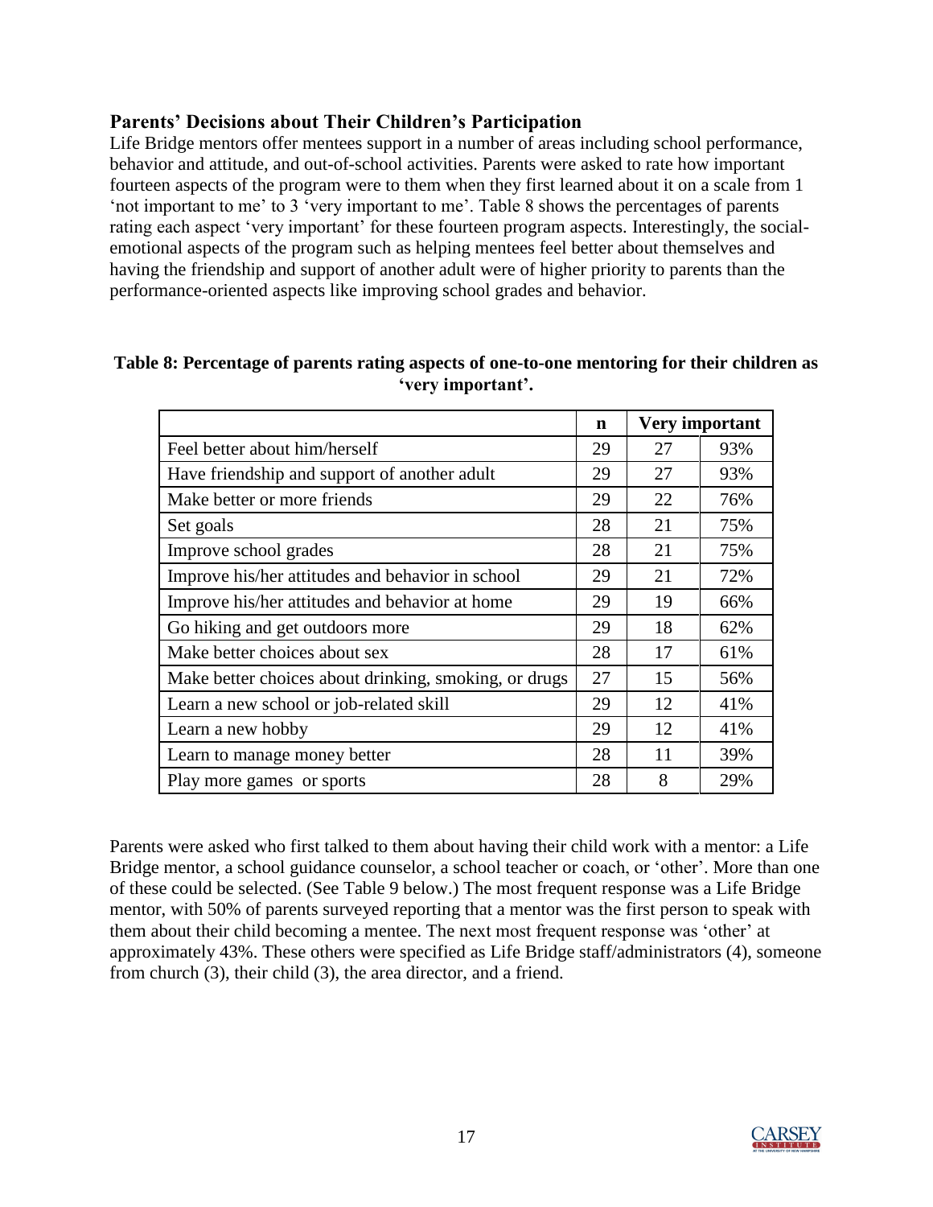## Parents' Decisions about Their Children's Participation

Life Bridge mentors offer mentees support in a number of areas including school performance, behavior and attitude, and out-of-school activities. Parents were asked to rate how important fourteen aspects of the program were to them when they first learned about it on a scale from 1 'not important to me' to 3 'very important to me'. Table 8 shows the percentages of parents rating each aspect 'very important' for these fourteen program aspects. Interestingly, the social-emotional aspects of the program such as helping mentees feel better about themselves and having the friendship and support of another adult were of higher priority to parents than the performance-oriented aspects like improving school grades and behavior.

**Table 8: Percentage of parents rating aspects of one-to-one mentoring for their children as 'very important'.**

| | n | Very important | |
|---|---|---|---|
| Feel better about him/herself | 29 | 27 | 93% |
| Have friendship and support of another adult | 29 | 27 | 93% |
| Make better or more friends | 29 | 22 | 76% |
| Set goals | 28 | 21 | 75% |
| Improve school grades | 28 | 21 | 75% |
| Improve his/her attitudes and behavior in school | 29 | 21 | 72% |
| Improve his/her attitudes and behavior at home | 29 | 19 | 66% |
| Go hiking and get outdoors more | 29 | 18 | 62% |
| Make better choices about sex | 28 | 17 | 61% |
| Make better choices about drinking, smoking, or drugs | 27 | 15 | 56% |
| Learn a new school or job-related skill | 29 | 12 | 41% |
| Learn a new hobby | 29 | 12 | 41% |
| Learn to manage money better | 28 | 11 | 39% |
| Play more games or sports | 28 | 8 | 29% |

Parents were asked who first talked to them about having their child work with a mentor: a Life Bridge mentor, a school guidance counselor, a school teacher or coach, or 'other'. More than one of these could be selected. (See Table 9 below.) The most frequent response was a Life Bridge mentor, with 50% of parents surveyed reporting that a mentor was the first person to speak with them about their child becoming a mentee. The next most frequent response was 'other' at approximately 43%. These others were specified as Life Bridge staff/administrators (4), someone from church (3), their child (3), the area director, and a friend.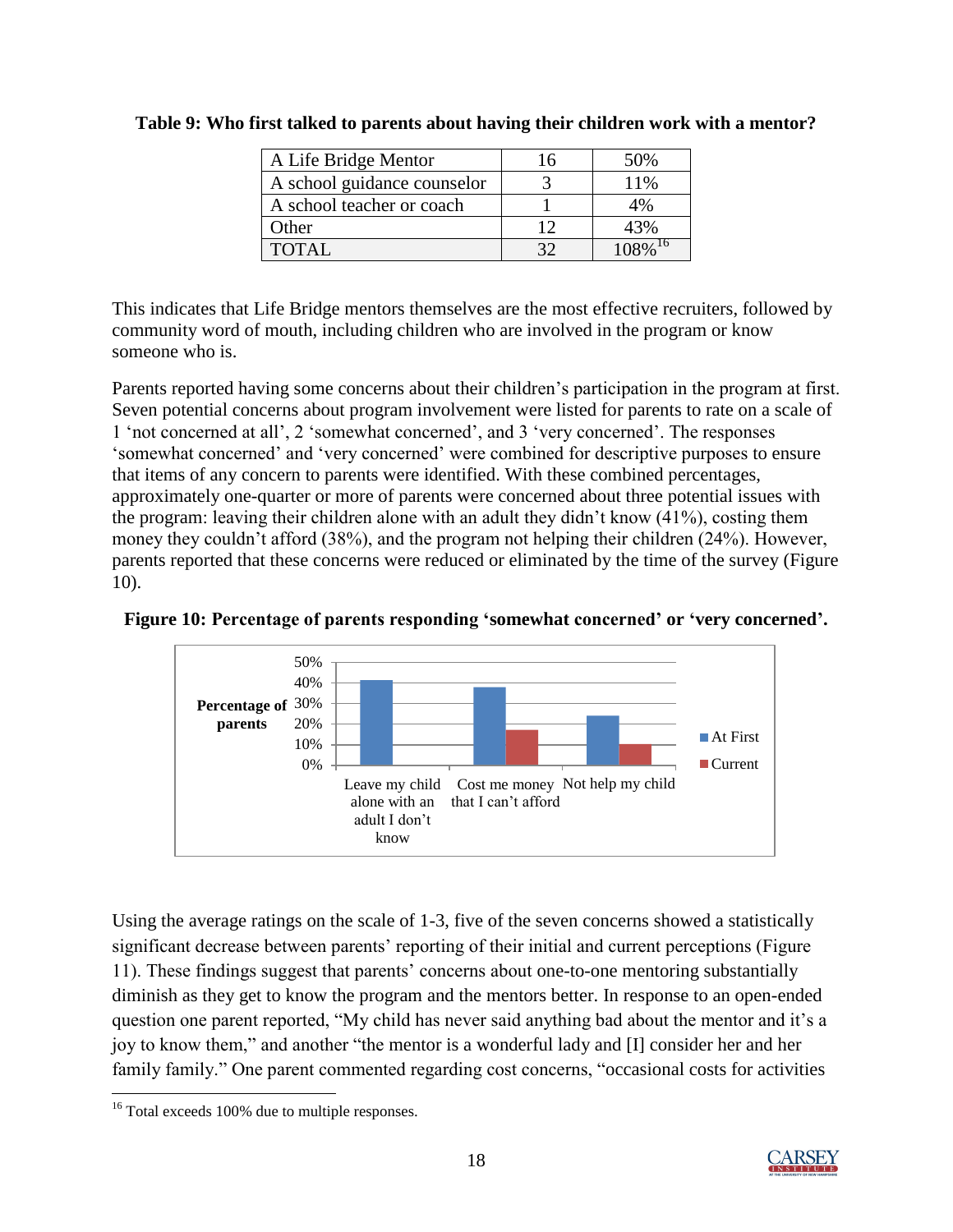**Table 9: Who first talked to parents about having their children work with a mentor?**

| | | |
|---|---|---|
| A Life Bridge Mentor | 16 | 50% |
| A school guidance counselor | 3 | 11% |
| A school teacher or coach | 1 | 4% |
| Other | 12 | 43% |
| TOTAL | 32 | 108%[16] |

This indicates that Life Bridge mentors themselves are the most effective recruiters, followed by community word of mouth, including children who are involved in the program or know someone who is.

Parents reported having some concerns about their children's participation in the program at first. Seven potential concerns about program involvement were listed for parents to rate on a scale of 1 'not concerned at all', 2 'somewhat concerned', and 3 'very concerned'. The responses 'somewhat concerned' and 'very concerned' were combined for descriptive purposes to ensure that items of any concern to parents were identified. With these combined percentages, approximately one-quarter or more of parents were concerned about three potential issues with the program: leaving their children alone with an adult they didn't know (41%), costing them money they couldn't afford (38%), and the program not helping their children (24%). However, parents reported that these concerns were reduced or eliminated by the time of the survey (Figure 10).

**Figure 10: Percentage of parents responding 'somewhat concerned' or 'very concerned'.**

Using the average ratings on the scale of 1-3, five of the seven concerns showed a statistically significant decrease between parents' reporting of their initial and current perceptions (Figure 11). These findings suggest that parents' concerns about one-to-one mentoring substantially diminish as they get to know the program and the mentors better. In response to an open-ended question one parent reported, "My child has never said anything bad about the mentor and it's a joy to know them," and another "the mentor is a wonderful lady and [I] consider her and her family family." One parent commented regarding cost concerns, "occasional costs for activities

[16] Total exceeds 100% due to multiple responses.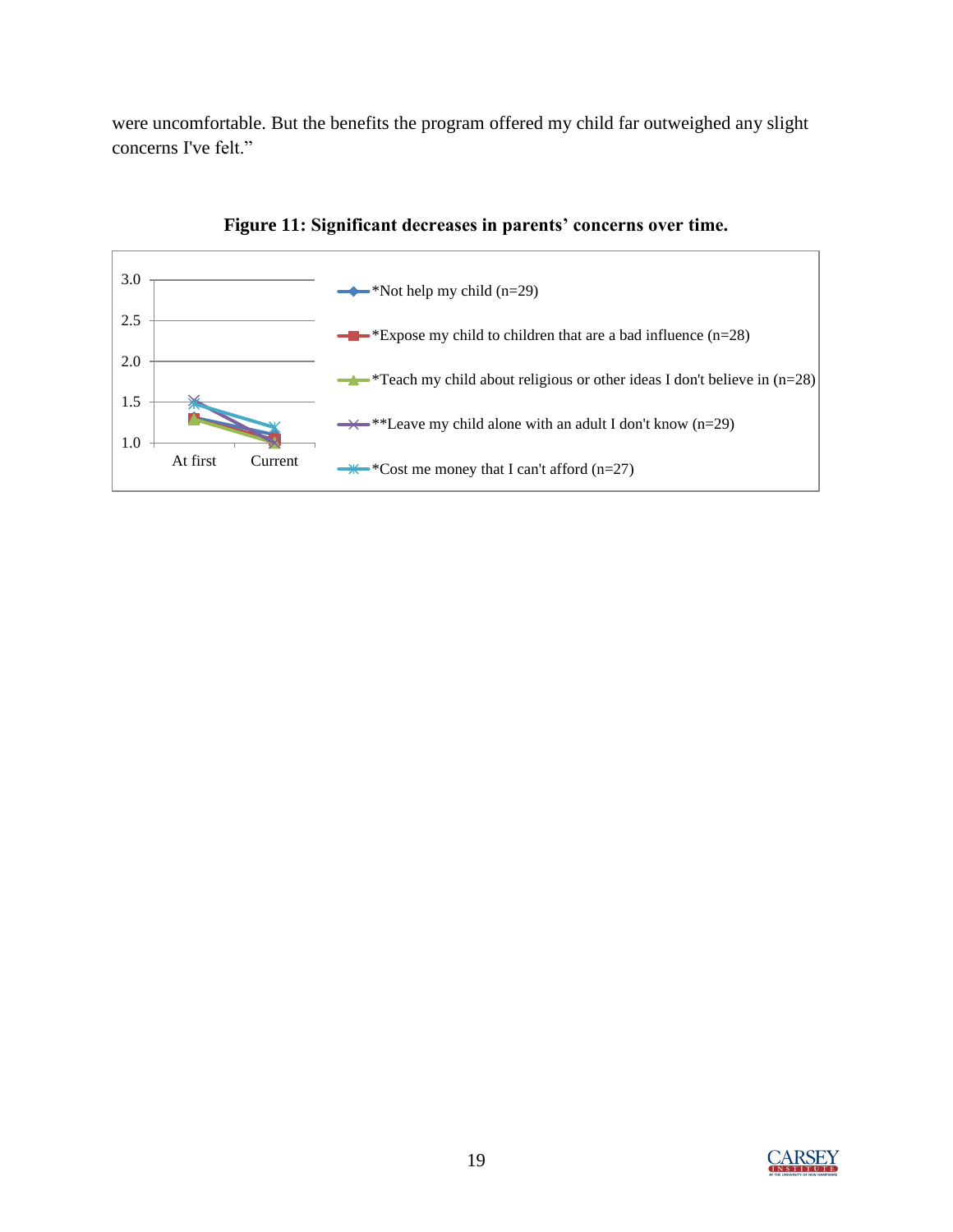were uncomfortable. But the benefits the program offered my child far outweighed any slight concerns I've felt."

**Figure 11: Significant decreases in parents' concerns over time.**

3.0
2.5
2.0
1.5
1.0

At first Current

*Not help my child (n=29)

*Expose my child to children that are a bad influence (n=28)

*Teach my child about religious or other ideas I don't believe in (n=28)

**Leave my child alone with an adult I don't know (n=29)

*Cost me money that I can't afford (n=27)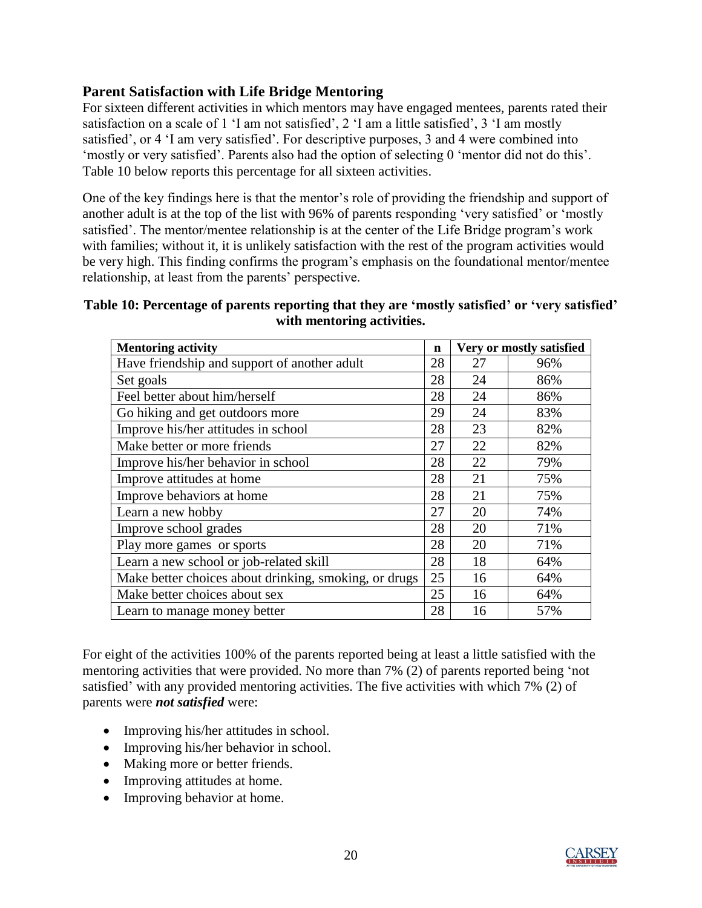## Parent Satisfaction with Life Bridge Mentoring

For sixteen different activities in which mentors may have engaged mentees, parents rated their satisfaction on a scale of 1 'I am not satisfied', 2 'I am a little satisfied', 3 'I am mostly satisfied', or 4 'I am very satisfied'. For descriptive purposes, 3 and 4 were combined into 'mostly or very satisfied'. Parents also had the option of selecting 0 'mentor did not do this'. Table 10 below reports this percentage for all sixteen activities.

One of the key findings here is that the mentor's role of providing the friendship and support of another adult is at the top of the list with 96% of parents responding 'very satisfied' or 'mostly satisfied'. The mentor/mentee relationship is at the center of the Life Bridge program's work with families; without it, it is unlikely satisfaction with the rest of the program activities would be very high. This finding confirms the program's emphasis on the foundational mentor/mentee relationship, at least from the parents' perspective.

**Table 10: Percentage of parents reporting that they are 'mostly satisfied' or 'very satisfied' with mentoring activities.**

| Mentoring activity | n | Very or mostly satisfied | |
|---|---|---|---|
| Have friendship and support of another adult | 28 | 27 | 96% |
| Set goals | 28 | 24 | 86% |
| Feel better about him/herself | 28 | 24 | 86% |
| Go hiking and get outdoors more | 29 | 24 | 83% |
| Improve his/her attitudes in school | 28 | 23 | 82% |
| Make better or more friends | 27 | 22 | 82% |
| Improve his/her behavior in school | 28 | 22 | 79% |
| Improve attitudes at home | 28 | 21 | 75% |
| Improve behaviors at home | 28 | 21 | 75% |
| Learn a new hobby | 27 | 20 | 74% |
| Improve school grades | 28 | 20 | 71% |
| Play more games or sports | 28 | 20 | 71% |
| Learn a new school or job-related skill | 28 | 18 | 64% |
| Make better choices about drinking, smoking, or drugs | 25 | 16 | 64% |
| Make better choices about sex | 25 | 16 | 64% |
| Learn to manage money better | 28 | 16 | 57% |

For eight of the activities 100% of the parents reported being at least a little satisfied with the mentoring activities that were provided. No more than 7% (2) of parents reported being 'not satisfied' with any provided mentoring activities. The five activities with which 7% (2) of parents were ***not satisfied*** were:

- Improving his/her attitudes in school.
- Improving his/her behavior in school.
- Making more or better friends.
- Improving attitudes at home.
- Improving behavior at home.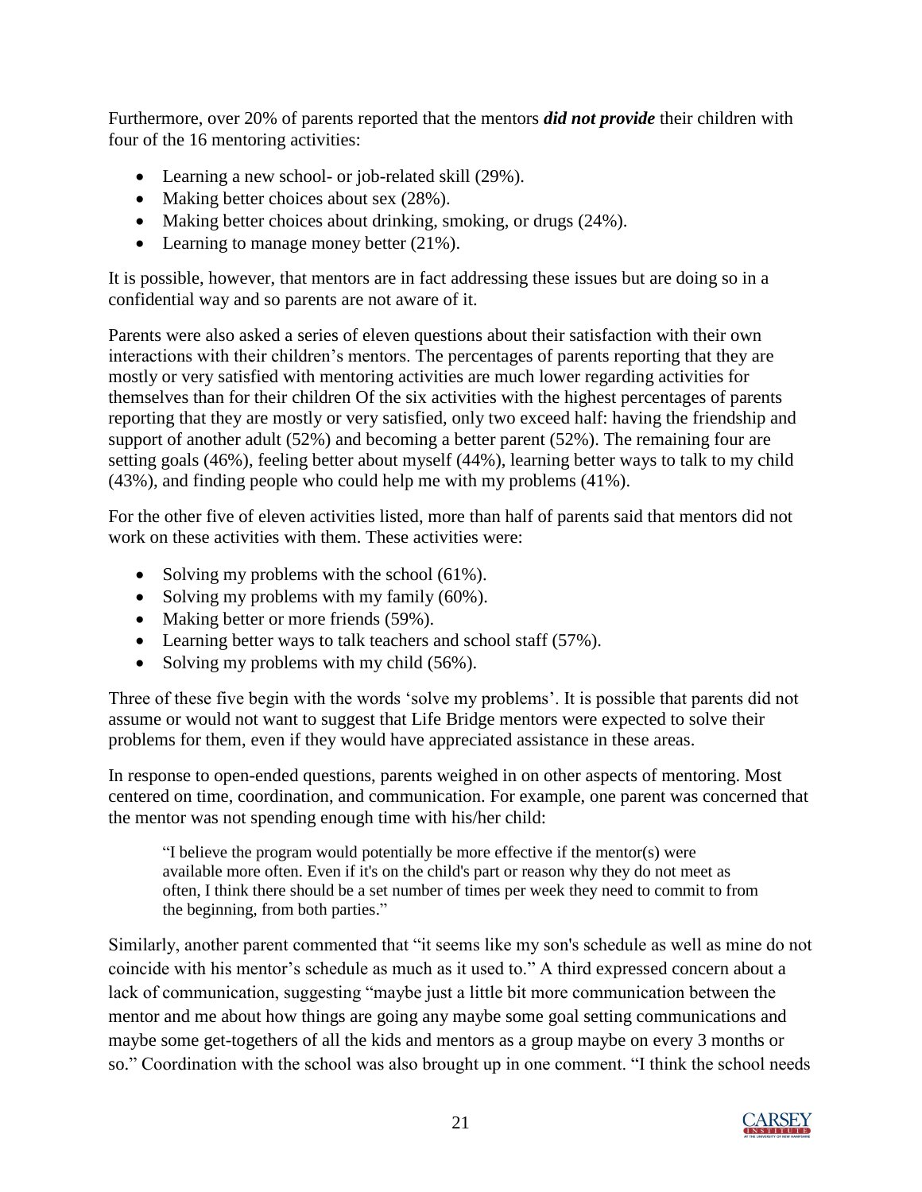Furthermore, over 20% of parents reported that the mentors ***did not provide*** their children with four of the 16 mentoring activities:

- Learning a new school- or job-related skill (29%).
- Making better choices about sex (28%).
- Making better choices about drinking, smoking, or drugs (24%).
- Learning to manage money better (21%).

It is possible, however, that mentors are in fact addressing these issues but are doing so in a confidential way and so parents are not aware of it.

Parents were also asked a series of eleven questions about their satisfaction with their own interactions with their children's mentors. The percentages of parents reporting that they are mostly or very satisfied with mentoring activities are much lower regarding activities for themselves than for their children Of the six activities with the highest percentages of parents reporting that they are mostly or very satisfied, only two exceed half: having the friendship and support of another adult (52%) and becoming a better parent (52%). The remaining four are setting goals (46%), feeling better about myself (44%), learning better ways to talk to my child (43%), and finding people who could help me with my problems (41%).

For the other five of eleven activities listed, more than half of parents said that mentors did not work on these activities with them. These activities were:

- Solving my problems with the school (61%).
- Solving my problems with my family (60%).
- Making better or more friends (59%).
- Learning better ways to talk teachers and school staff (57%).
- Solving my problems with my child (56%).

Three of these five begin with the words 'solve my problems'. It is possible that parents did not assume or would not want to suggest that Life Bridge mentors were expected to solve their problems for them, even if they would have appreciated assistance in these areas.

In response to open-ended questions, parents weighed in on other aspects of mentoring. Most centered on time, coordination, and communication. For example, one parent was concerned that the mentor was not spending enough time with his/her child:

> "I believe the program would potentially be more effective if the mentor(s) were available more often. Even if it's on the child's part or reason why they do not meet as often, I think there should be a set number of times per week they need to commit to from the beginning, from both parties."

Similarly, another parent commented that "it seems like my son's schedule as well as mine do not coincide with his mentor's schedule as much as it used to." A third expressed concern about a lack of communication, suggesting "maybe just a little bit more communication between the mentor and me about how things are going any maybe some goal setting communications and maybe some get-togethers of all the kids and mentors as a group maybe on every 3 months or so." Coordination with the school was also brought up in one comment. "I think the school needs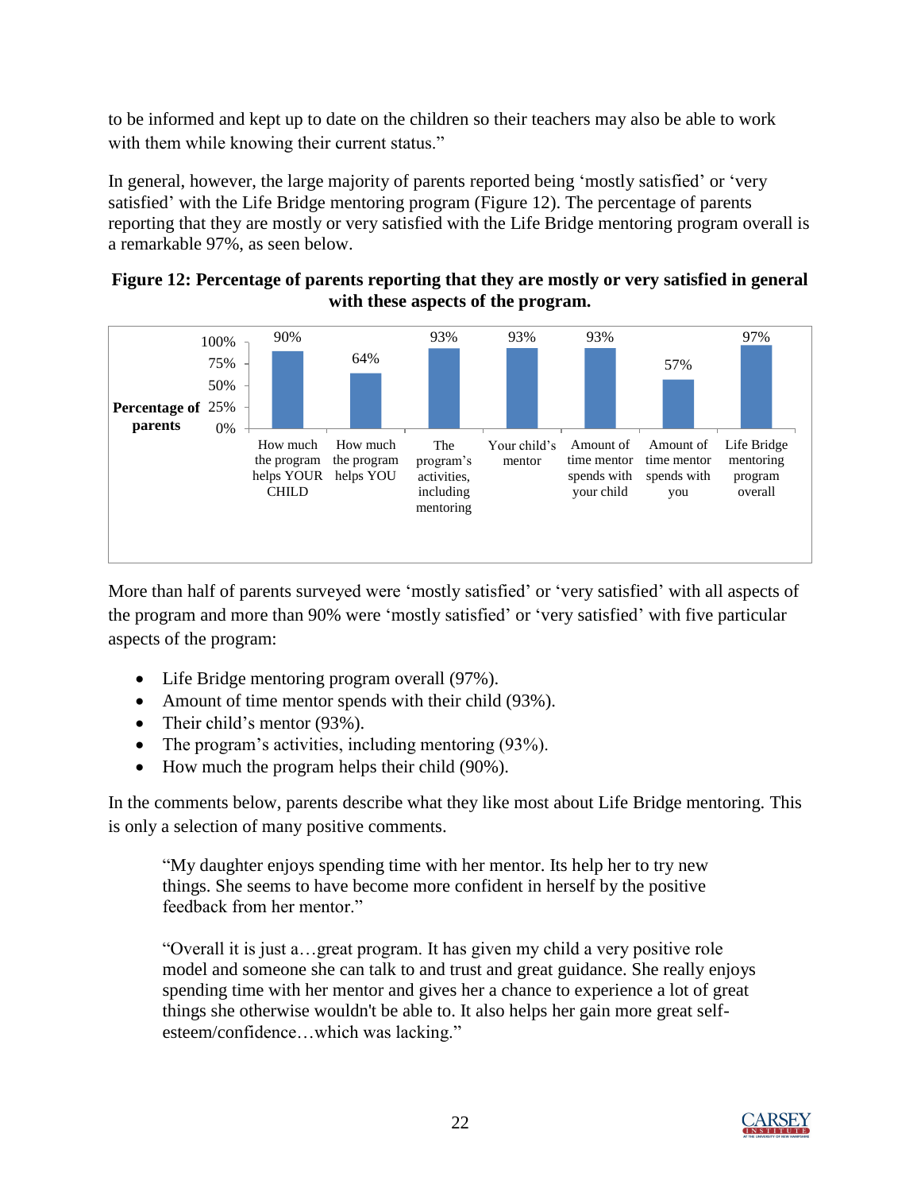to be informed and kept up to date on the children so their teachers may also be able to work with them while knowing their current status."

In general, however, the large majority of parents reported being 'mostly satisfied' or 'very satisfied' with the Life Bridge mentoring program (Figure 12). The percentage of parents reporting that they are mostly or very satisfied with the Life Bridge mentoring program overall is a remarkable 97%, as seen below.

**Figure 12: Percentage of parents reporting that they are mostly or very satisfied in general with these aspects of the program.**

| Aspect | Percentage of parents |
|---|---|
| How much the program helps YOUR CHILD | 90% |
| How much the program helps YOU | 64% |
| The program's activities, including mentoring | 93% |
| Your child's mentor | 93% |
| Amount of time mentor spends with your child | 93% |
| Amount of time mentor spends with you | 57% |
| Life Bridge mentoring program overall | 97% |

More than half of parents surveyed were 'mostly satisfied' or 'very satisfied' with all aspects of the program and more than 90% were 'mostly satisfied' or 'very satisfied' with five particular aspects of the program:

- Life Bridge mentoring program overall (97%).
- Amount of time mentor spends with their child (93%).
- Their child's mentor (93%).
- The program's activities, including mentoring (93%).
- How much the program helps their child (90%).

In the comments below, parents describe what they like most about Life Bridge mentoring. This is only a selection of many positive comments.

> "My daughter enjoys spending time with her mentor. Its help her to try new things. She seems to have become more confident in herself by the positive feedback from her mentor."

> "Overall it is just a…great program. It has given my child a very positive role model and someone she can talk to and trust and great guidance. She really enjoys spending time with her mentor and gives her a chance to experience a lot of great things she otherwise wouldn't be able to. It also helps her gain more great self-esteem/confidence…which was lacking."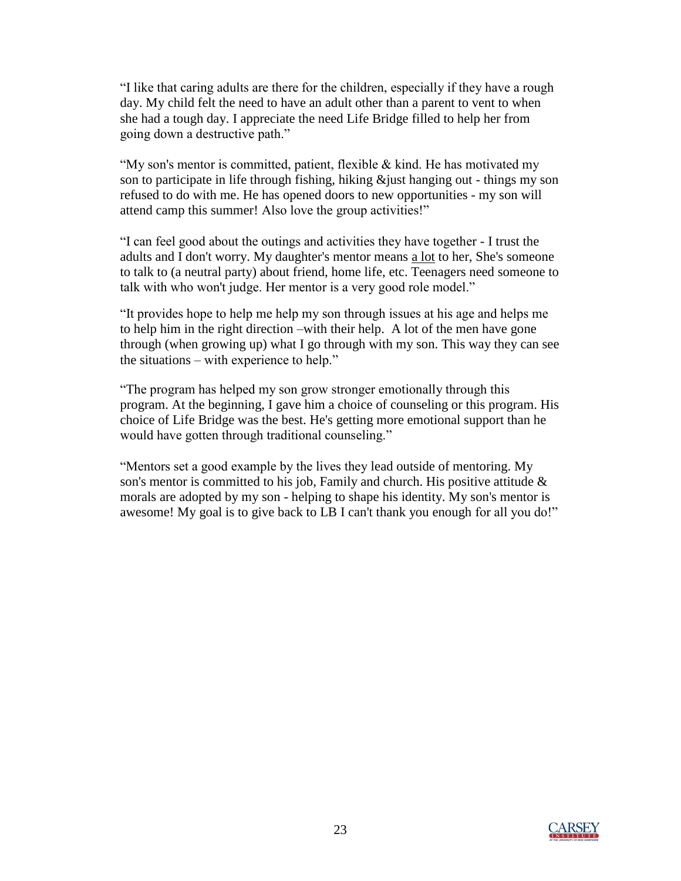"I like that caring adults are there for the children, especially if they have a rough day. My child felt the need to have an adult other than a parent to vent to when she had a tough day. I appreciate the need Life Bridge filled to help her from going down a destructive path."

"My son's mentor is committed, patient, flexible & kind. He has motivated my son to participate in life through fishing, hiking &just hanging out - things my son refused to do with me. He has opened doors to new opportunities - my son will attend camp this summer! Also love the group activities!"

"I can feel good about the outings and activities they have together - I trust the adults and I don't worry. My daughter's mentor means <u>a lot</u> to her, She's someone to talk to (a neutral party) about friend, home life, etc. Teenagers need someone to talk with who won't judge. Her mentor is a very good role model."

"It provides hope to help me help my son through issues at his age and helps me to help him in the right direction –with their help. A lot of the men have gone through (when growing up) what I go through with my son. This way they can see the situations – with experience to help."

"The program has helped my son grow stronger emotionally through this program. At the beginning, I gave him a choice of counseling or this program. His choice of Life Bridge was the best. He's getting more emotional support than he would have gotten through traditional counseling."

"Mentors set a good example by the lives they lead outside of mentoring. My son's mentor is committed to his job, Family and church. His positive attitude & morals are adopted by my son - helping to shape his identity. My son's mentor is awesome! My goal is to give back to LB I can't thank you enough for all you do!"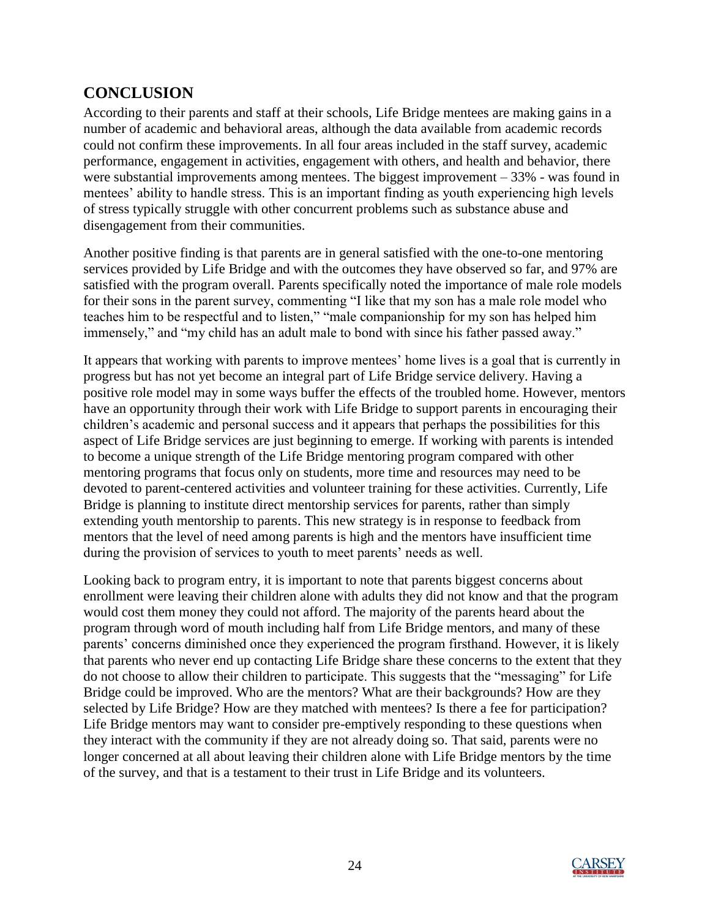## CONCLUSION

According to their parents and staff at their schools, Life Bridge mentees are making gains in a number of academic and behavioral areas, although the data available from academic records could not confirm these improvements. In all four areas included in the staff survey, academic performance, engagement in activities, engagement with others, and health and behavior, there were substantial improvements among mentees. The biggest improvement – 33% - was found in mentees' ability to handle stress. This is an important finding as youth experiencing high levels of stress typically struggle with other concurrent problems such as substance abuse and disengagement from their communities.

Another positive finding is that parents are in general satisfied with the one-to-one mentoring services provided by Life Bridge and with the outcomes they have observed so far, and 97% are satisfied with the program overall. Parents specifically noted the importance of male role models for their sons in the parent survey, commenting "I like that my son has a male role model who teaches him to be respectful and to listen," "male companionship for my son has helped him immensely," and "my child has an adult male to bond with since his father passed away."

It appears that working with parents to improve mentees' home lives is a goal that is currently in progress but has not yet become an integral part of Life Bridge service delivery. Having a positive role model may in some ways buffer the effects of the troubled home. However, mentors have an opportunity through their work with Life Bridge to support parents in encouraging their children's academic and personal success and it appears that perhaps the possibilities for this aspect of Life Bridge services are just beginning to emerge. If working with parents is intended to become a unique strength of the Life Bridge mentoring program compared with other mentoring programs that focus only on students, more time and resources may need to be devoted to parent-centered activities and volunteer training for these activities. Currently, Life Bridge is planning to institute direct mentorship services for parents, rather than simply extending youth mentorship to parents. This new strategy is in response to feedback from mentors that the level of need among parents is high and the mentors have insufficient time during the provision of services to youth to meet parents' needs as well.

Looking back to program entry, it is important to note that parents biggest concerns about enrollment were leaving their children alone with adults they did not know and that the program would cost them money they could not afford. The majority of the parents heard about the program through word of mouth including half from Life Bridge mentors, and many of these parents' concerns diminished once they experienced the program firsthand. However, it is likely that parents who never end up contacting Life Bridge share these concerns to the extent that they do not choose to allow their children to participate. This suggests that the "messaging" for Life Bridge could be improved. Who are the mentors? What are their backgrounds? How are they selected by Life Bridge? How are they matched with mentees? Is there a fee for participation? Life Bridge mentors may want to consider pre-emptively responding to these questions when they interact with the community if they are not already doing so. That said, parents were no longer concerned at all about leaving their children alone with Life Bridge mentors by the time of the survey, and that is a testament to their trust in Life Bridge and its volunteers.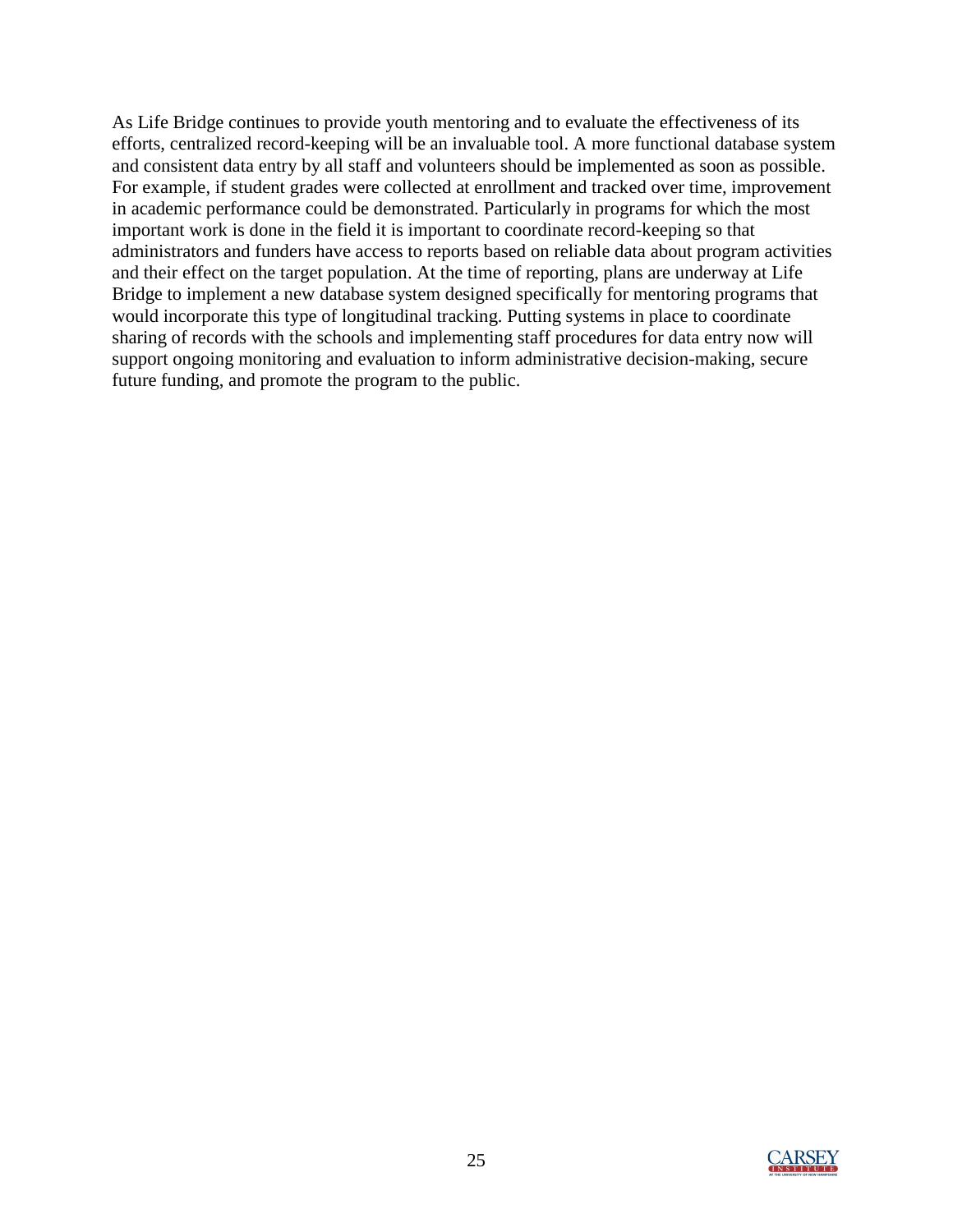As Life Bridge continues to provide youth mentoring and to evaluate the effectiveness of its efforts, centralized record-keeping will be an invaluable tool. A more functional database system and consistent data entry by all staff and volunteers should be implemented as soon as possible. For example, if student grades were collected at enrollment and tracked over time, improvement in academic performance could be demonstrated. Particularly in programs for which the most important work is done in the field it is important to coordinate record-keeping so that administrators and funders have access to reports based on reliable data about program activities and their effect on the target population. At the time of reporting, plans are underway at Life Bridge to implement a new database system designed specifically for mentoring programs that would incorporate this type of longitudinal tracking. Putting systems in place to coordinate sharing of records with the schools and implementing staff procedures for data entry now will support ongoing monitoring and evaluation to inform administrative decision-making, secure future funding, and promote the program to the public.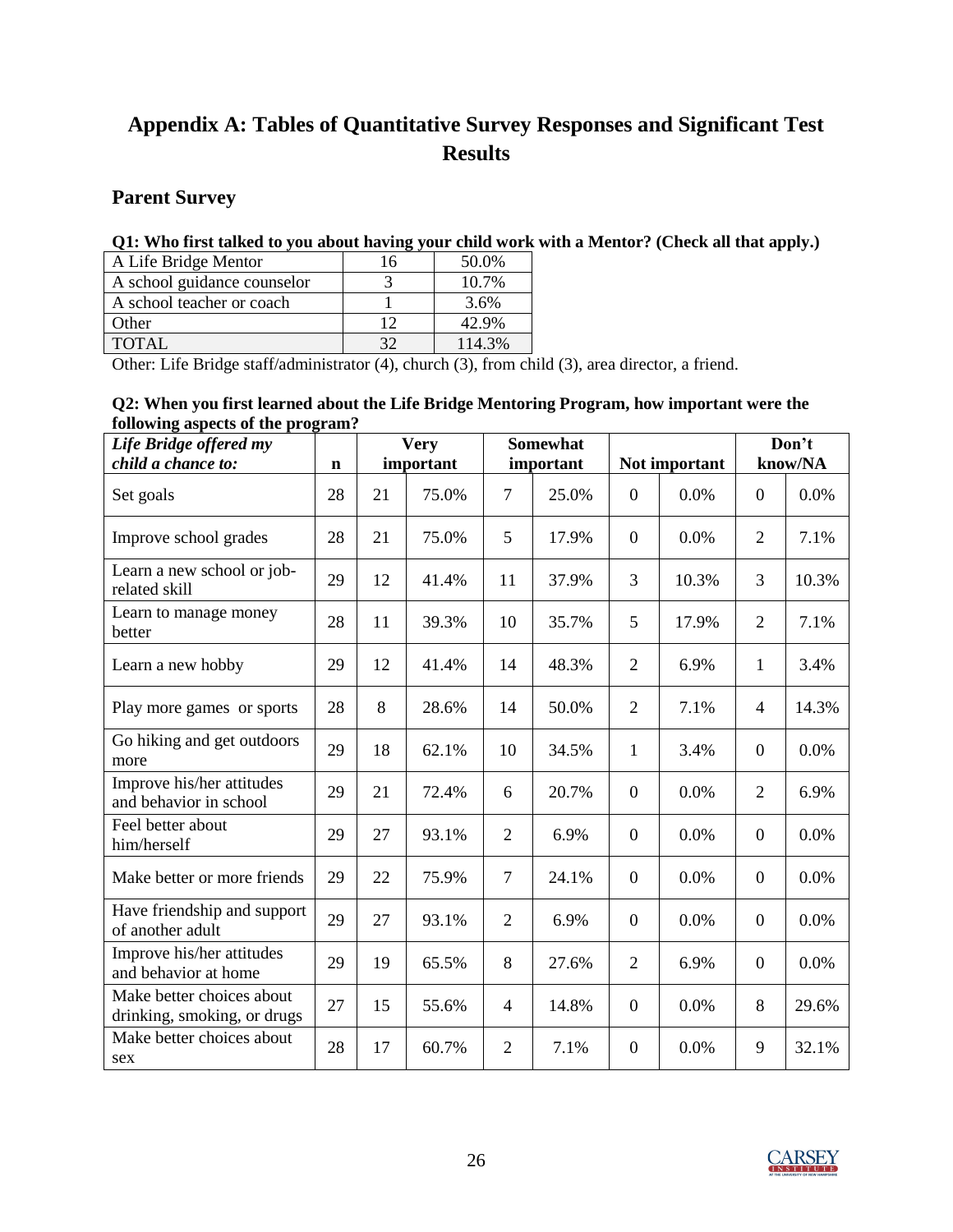# Appendix A: Tables of Quantitative Survey Responses and Significant Test Results

## Parent Survey

**Q1: Who first talked to you about having your child work with a Mentor? (Check all that apply.)**

| | | |
|---|---|---|
| A Life Bridge Mentor | 16 | 50.0% |
| A school guidance counselor | 3 | 10.7% |
| A school teacher or coach | 1 | 3.6% |
| Other | 12 | 42.9% |
| TOTAL | 32 | 114.3% |

Other: Life Bridge staff/administrator (4), church (3), from child (3), area director, a friend.

**Q2: When you first learned about the Life Bridge Mentoring Program, how important were the following aspects of the program?**

| *Life Bridge offered my child a chance to:* | n | Very important | | Somewhat important | | Not important | | Don't know/NA | |
|---|---|---|---|---|---|---|---|---|---|
| Set goals | 28 | 21 | 75.0% | 7 | 25.0% | 0 | 0.0% | 0 | 0.0% |
| Improve school grades | 28 | 21 | 75.0% | 5 | 17.9% | 0 | 0.0% | 2 | 7.1% |
| Learn a new school or job-related skill | 29 | 12 | 41.4% | 11 | 37.9% | 3 | 10.3% | 3 | 10.3% |
| Learn to manage money better | 28 | 11 | 39.3% | 10 | 35.7% | 5 | 17.9% | 2 | 7.1% |
| Learn a new hobby | 29 | 12 | 41.4% | 14 | 48.3% | 2 | 6.9% | 1 | 3.4% |
| Play more games or sports | 28 | 8 | 28.6% | 14 | 50.0% | 2 | 7.1% | 4 | 14.3% |
| Go hiking and get outdoors more | 29 | 18 | 62.1% | 10 | 34.5% | 1 | 3.4% | 0 | 0.0% |
| Improve his/her attitudes and behavior in school | 29 | 21 | 72.4% | 6 | 20.7% | 0 | 0.0% | 2 | 6.9% |
| Feel better about him/herself | 29 | 27 | 93.1% | 2 | 6.9% | 0 | 0.0% | 0 | 0.0% |
| Make better or more friends | 29 | 22 | 75.9% | 7 | 24.1% | 0 | 0.0% | 0 | 0.0% |
| Have friendship and support of another adult | 29 | 27 | 93.1% | 2 | 6.9% | 0 | 0.0% | 0 | 0.0% |
| Improve his/her attitudes and behavior at home | 29 | 19 | 65.5% | 8 | 27.6% | 2 | 6.9% | 0 | 0.0% |
| Make better choices about drinking, smoking, or drugs | 27 | 15 | 55.6% | 4 | 14.8% | 0 | 0.0% | 8 | 29.6% |
| Make better choices about sex | 28 | 17 | 60.7% | 2 | 7.1% | 0 | 0.0% | 9 | 32.1% |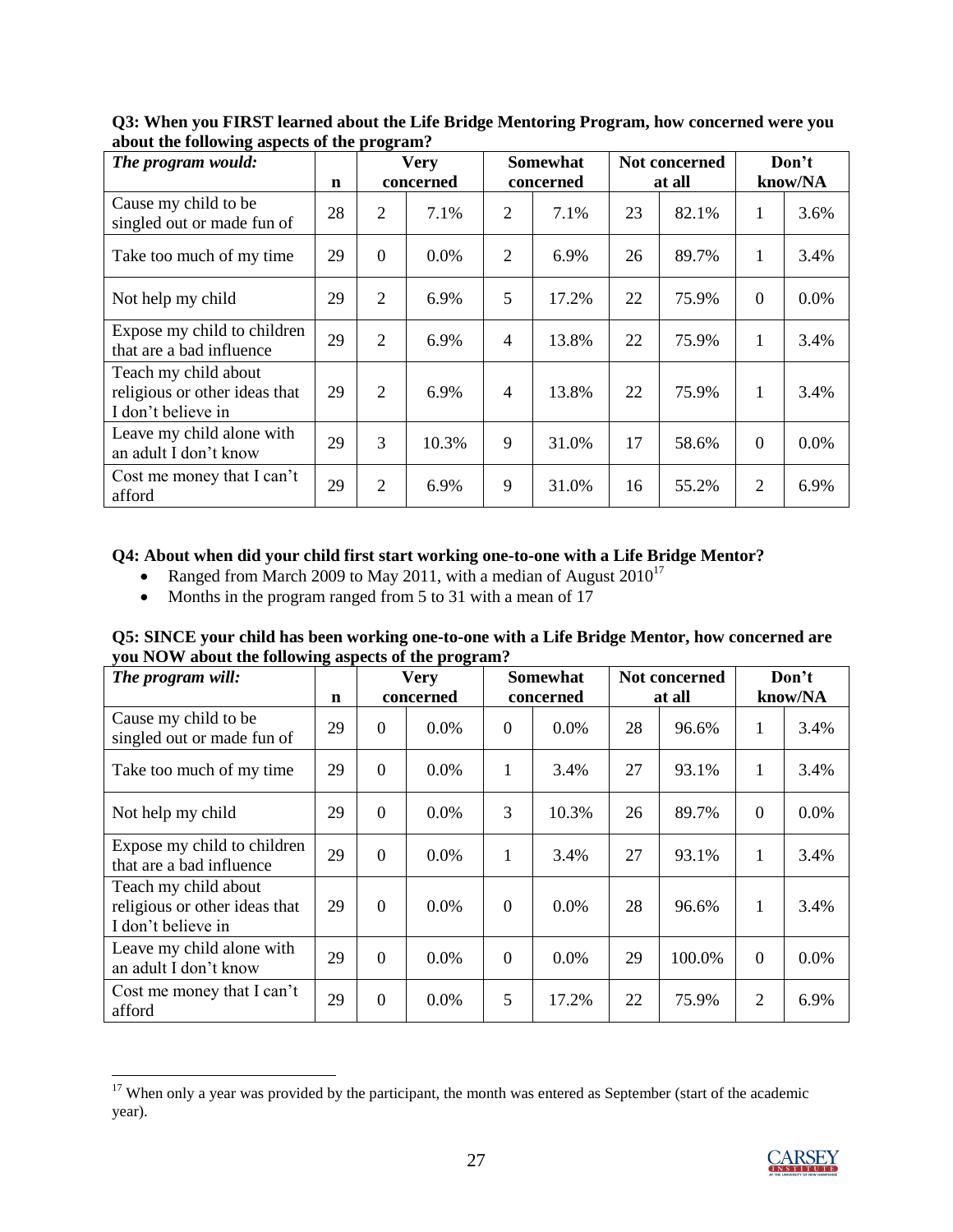**Q3: When you FIRST learned about the Life Bridge Mentoring Program, how concerned were you about the following aspects of the program?**

| *The program would:* | n | Very concerned | | Somewhat concerned | | Not concerned at all | | Don't know/NA | |
|---|---|---|---|---|---|---|---|---|---|
| Cause my child to be singled out or made fun of | 28 | 2 | 7.1% | 2 | 7.1% | 23 | 82.1% | 1 | 3.6% |
| Take too much of my time | 29 | 0 | 0.0% | 2 | 6.9% | 26 | 89.7% | 1 | 3.4% |
| Not help my child | 29 | 2 | 6.9% | 5 | 17.2% | 22 | 75.9% | 0 | 0.0% |
| Expose my child to children that are a bad influence | 29 | 2 | 6.9% | 4 | 13.8% | 22 | 75.9% | 1 | 3.4% |
| Teach my child about religious or other ideas that I don't believe in | 29 | 2 | 6.9% | 4 | 13.8% | 22 | 75.9% | 1 | 3.4% |
| Leave my child alone with an adult I don't know | 29 | 3 | 10.3% | 9 | 31.0% | 17 | 58.6% | 0 | 0.0% |
| Cost me money that I can't afford | 29 | 2 | 6.9% | 9 | 31.0% | 16 | 55.2% | 2 | 6.9% |

**Q4: About when did your child first start working one-to-one with a Life Bridge Mentor?**

- Ranged from March 2009 to May 2011, with a median of August 2010[17]
- Months in the program ranged from 5 to 31 with a mean of 17

**Q5: SINCE your child has been working one-to-one with a Life Bridge Mentor, how concerned are you NOW about the following aspects of the program?**

| *The program will:* | n | Very concerned | | Somewhat concerned | | Not concerned at all | | Don't know/NA | |
|---|---|---|---|---|---|---|---|---|---|
| Cause my child to be singled out or made fun of | 29 | 0 | 0.0% | 0 | 0.0% | 28 | 96.6% | 1 | 3.4% |
| Take too much of my time | 29 | 0 | 0.0% | 1 | 3.4% | 27 | 93.1% | 1 | 3.4% |
| Not help my child | 29 | 0 | 0.0% | 3 | 10.3% | 26 | 89.7% | 0 | 0.0% |
| Expose my child to children that are a bad influence | 29 | 0 | 0.0% | 1 | 3.4% | 27 | 93.1% | 1 | 3.4% |
| Teach my child about religious or other ideas that I don't believe in | 29 | 0 | 0.0% | 0 | 0.0% | 28 | 96.6% | 1 | 3.4% |
| Leave my child alone with an adult I don't know | 29 | 0 | 0.0% | 0 | 0.0% | 29 | 100.0% | 0 | 0.0% |
| Cost me money that I can't afford | 29 | 0 | 0.0% | 5 | 17.2% | 22 | 75.9% | 2 | 6.9% |

[17] When only a year was provided by the participant, the month was entered as September (start of the academic year).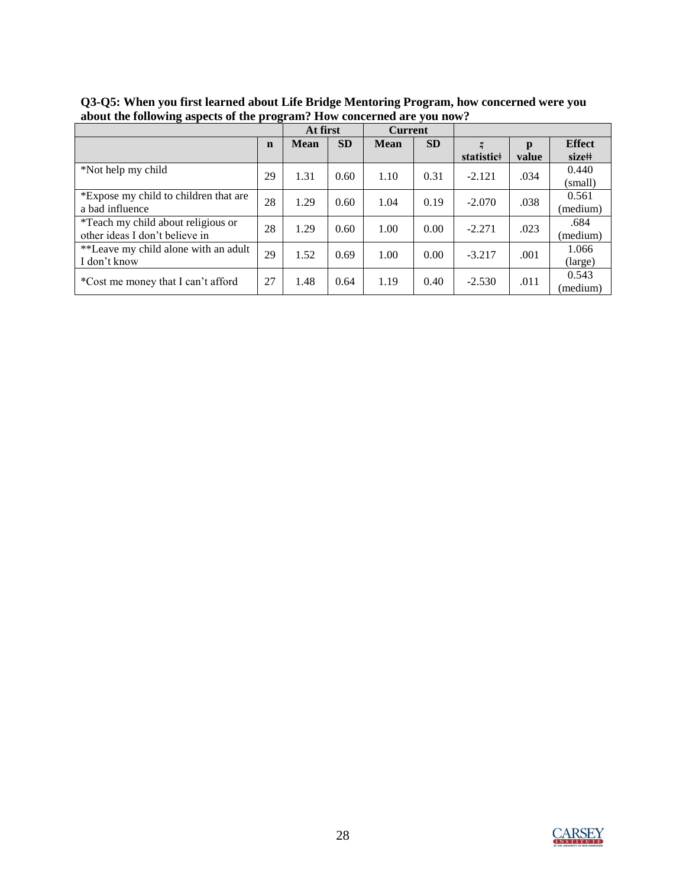**Q3-Q5: When you first learned about Life Bridge Mentoring Program, how concerned were you about the following aspects of the program? How concerned are you now?**

| | | At first | | Current | | | | |
|---|---|---|---|---|---|---|---|---|
| | n | Mean | SD | Mean | SD | *z* statistic‡ | p value | Effect size‡‡ |
| *Not help my child | 29 | 1.31 | 0.60 | 1.10 | 0.31 | -2.121 | .034 | 0.440 (small) |
| *Expose my child to children that are a bad influence | 28 | 1.29 | 0.60 | 1.04 | 0.19 | -2.070 | .038 | 0.561 (medium) |
| *Teach my child about religious or other ideas I don't believe in | 28 | 1.29 | 0.60 | 1.00 | 0.00 | -2.271 | .023 | .684 (medium) |
| **Leave my child alone with an adult I don't know | 29 | 1.52 | 0.69 | 1.00 | 0.00 | -3.217 | .001 | 1.066 (large) |
| *Cost me money that I can't afford | 27 | 1.48 | 0.64 | 1.19 | 0.40 | -2.530 | .011 | 0.543 (medium) |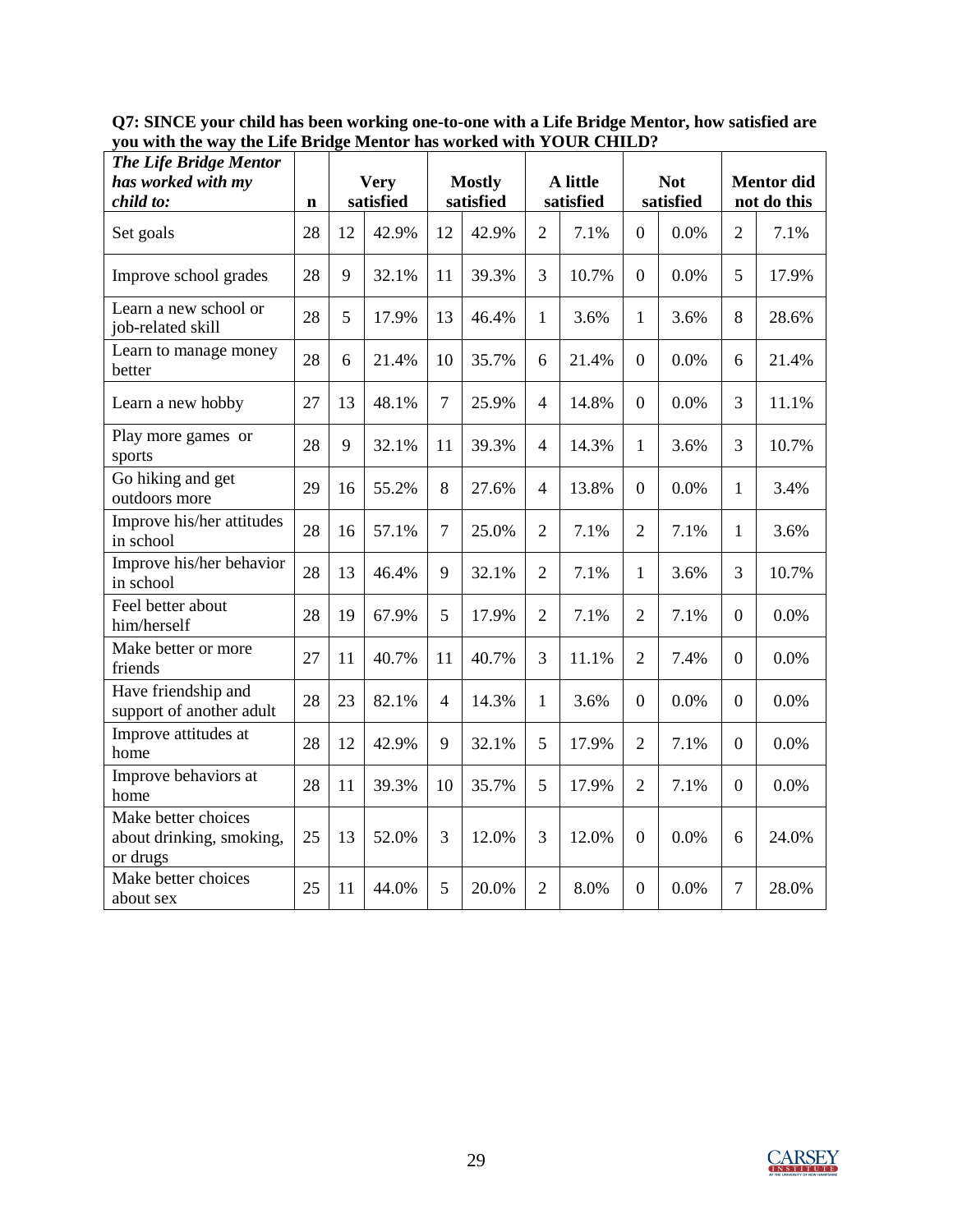**Q7: SINCE your child has been working one-to-one with a Life Bridge Mentor, how satisfied are you with the way the Life Bridge Mentor has worked with YOUR CHILD?**

| ***The Life Bridge Mentor has worked with my child to:*** | **n** | **Very satisfied** | | **Mostly satisfied** | | **A little satisfied** | | **Not satisfied** | | **Mentor did not do this** | |
|---|---|---|---|---|---|---|---|---|---|---|---|
| Set goals | 28 | 12 | 42.9% | 12 | 42.9% | 2 | 7.1% | 0 | 0.0% | 2 | 7.1% |
| Improve school grades | 28 | 9 | 32.1% | 11 | 39.3% | 3 | 10.7% | 0 | 0.0% | 5 | 17.9% |
| Learn a new school or job-related skill | 28 | 5 | 17.9% | 13 | 46.4% | 1 | 3.6% | 1 | 3.6% | 8 | 28.6% |
| Learn to manage money better | 28 | 6 | 21.4% | 10 | 35.7% | 6 | 21.4% | 0 | 0.0% | 6 | 21.4% |
| Learn a new hobby | 27 | 13 | 48.1% | 7 | 25.9% | 4 | 14.8% | 0 | 0.0% | 3 | 11.1% |
| Play more games or sports | 28 | 9 | 32.1% | 11 | 39.3% | 4 | 14.3% | 1 | 3.6% | 3 | 10.7% |
| Go hiking and get outdoors more | 29 | 16 | 55.2% | 8 | 27.6% | 4 | 13.8% | 0 | 0.0% | 1 | 3.4% |
| Improve his/her attitudes in school | 28 | 16 | 57.1% | 7 | 25.0% | 2 | 7.1% | 2 | 7.1% | 1 | 3.6% |
| Improve his/her behavior in school | 28 | 13 | 46.4% | 9 | 32.1% | 2 | 7.1% | 1 | 3.6% | 3 | 10.7% |
| Feel better about him/herself | 28 | 19 | 67.9% | 5 | 17.9% | 2 | 7.1% | 2 | 7.1% | 0 | 0.0% |
| Make better or more friends | 27 | 11 | 40.7% | 11 | 40.7% | 3 | 11.1% | 2 | 7.4% | 0 | 0.0% |
| Have friendship and support of another adult | 28 | 23 | 82.1% | 4 | 14.3% | 1 | 3.6% | 0 | 0.0% | 0 | 0.0% |
| Improve attitudes at home | 28 | 12 | 42.9% | 9 | 32.1% | 5 | 17.9% | 2 | 7.1% | 0 | 0.0% |
| Improve behaviors at home | 28 | 11 | 39.3% | 10 | 35.7% | 5 | 17.9% | 2 | 7.1% | 0 | 0.0% |
| Make better choices about drinking, smoking, or drugs | 25 | 13 | 52.0% | 3 | 12.0% | 3 | 12.0% | 0 | 0.0% | 6 | 24.0% |
| Make better choices about sex | 25 | 11 | 44.0% | 5 | 20.0% | 2 | 8.0% | 0 | 0.0% | 7 | 28.0% |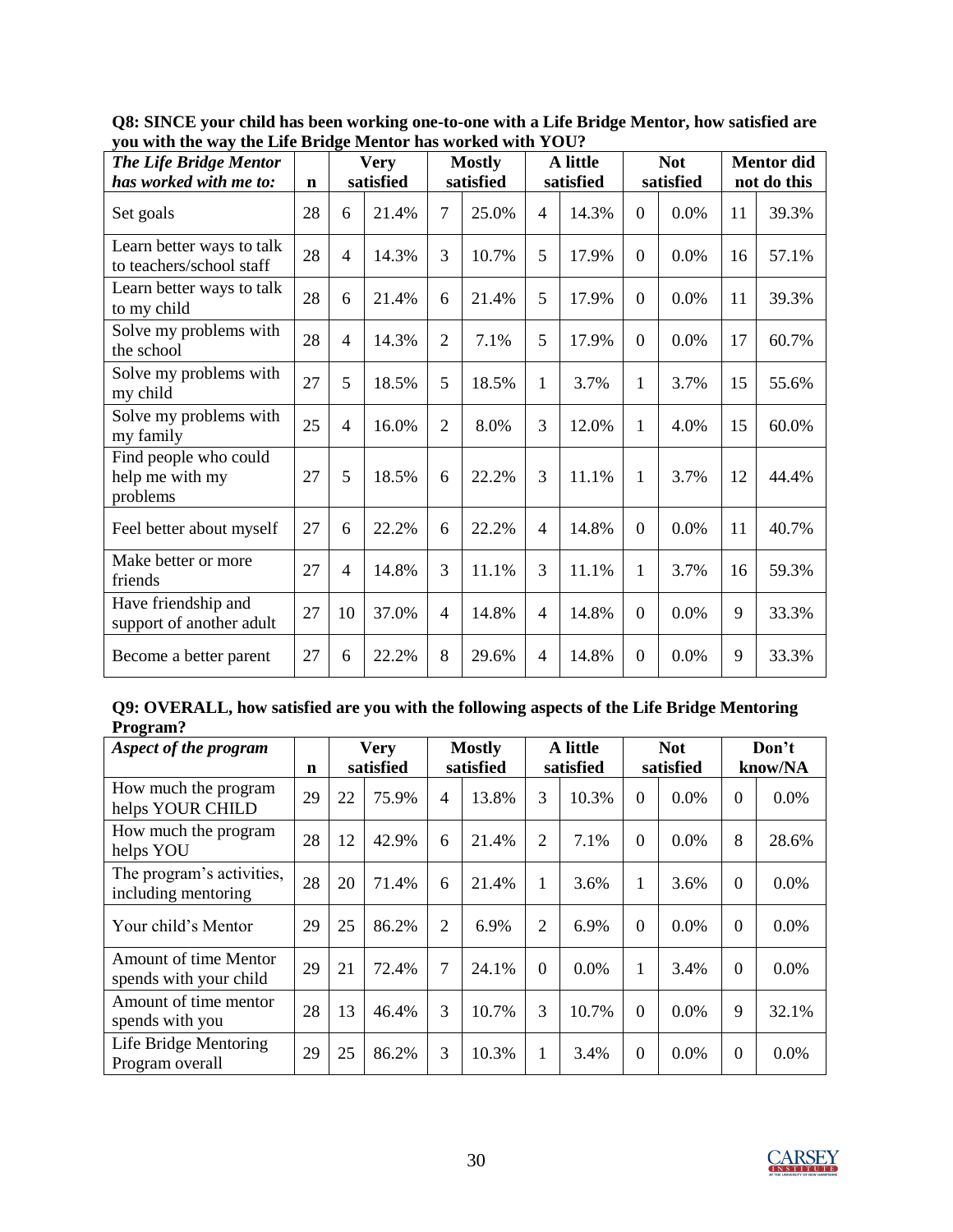**Q8: SINCE your child has been working one-to-one with a Life Bridge Mentor, how satisfied are you with the way the Life Bridge Mentor has worked with YOU?**

| *The Life Bridge Mentor has worked with me to:* | n | Very satisfied | | Mostly satisfied | | A little satisfied | | Not satisfied | | Mentor did not do this | |
|---|---|---|---|---|---|---|---|---|---|---|---|
| Set goals | 28 | 6 | 21.4% | 7 | 25.0% | 4 | 14.3% | 0 | 0.0% | 11 | 39.3% |
| Learn better ways to talk to teachers/school staff | 28 | 4 | 14.3% | 3 | 10.7% | 5 | 17.9% | 0 | 0.0% | 16 | 57.1% |
| Learn better ways to talk to my child | 28 | 6 | 21.4% | 6 | 21.4% | 5 | 17.9% | 0 | 0.0% | 11 | 39.3% |
| Solve my problems with the school | 28 | 4 | 14.3% | 2 | 7.1% | 5 | 17.9% | 0 | 0.0% | 17 | 60.7% |
| Solve my problems with my child | 27 | 5 | 18.5% | 5 | 18.5% | 1 | 3.7% | 1 | 3.7% | 15 | 55.6% |
| Solve my problems with my family | 25 | 4 | 16.0% | 2 | 8.0% | 3 | 12.0% | 1 | 4.0% | 15 | 60.0% |
| Find people who could help me with my problems | 27 | 5 | 18.5% | 6 | 22.2% | 3 | 11.1% | 1 | 3.7% | 12 | 44.4% |
| Feel better about myself | 27 | 6 | 22.2% | 6 | 22.2% | 4 | 14.8% | 0 | 0.0% | 11 | 40.7% |
| Make better or more friends | 27 | 4 | 14.8% | 3 | 11.1% | 3 | 11.1% | 1 | 3.7% | 16 | 59.3% |
| Have friendship and support of another adult | 27 | 10 | 37.0% | 4 | 14.8% | 4 | 14.8% | 0 | 0.0% | 9 | 33.3% |
| Become a better parent | 27 | 6 | 22.2% | 8 | 29.6% | 4 | 14.8% | 0 | 0.0% | 9 | 33.3% |

**Q9: OVERALL, how satisfied are you with the following aspects of the Life Bridge Mentoring Program?**

| *Aspect of the program* | n | Very satisfied | | Mostly satisfied | | A little satisfied | | Not satisfied | | Don't know/NA | |
|---|---|---|---|---|---|---|---|---|---|---|---|
| How much the program helps YOUR CHILD | 29 | 22 | 75.9% | 4 | 13.8% | 3 | 10.3% | 0 | 0.0% | 0 | 0.0% |
| How much the program helps YOU | 28 | 12 | 42.9% | 6 | 21.4% | 2 | 7.1% | 0 | 0.0% | 8 | 28.6% |
| The program's activities, including mentoring | 28 | 20 | 71.4% | 6 | 21.4% | 1 | 3.6% | 1 | 3.6% | 0 | 0.0% |
| Your child's Mentor | 29 | 25 | 86.2% | 2 | 6.9% | 2 | 6.9% | 0 | 0.0% | 0 | 0.0% |
| Amount of time Mentor spends with your child | 29 | 21 | 72.4% | 7 | 24.1% | 0 | 0.0% | 1 | 3.4% | 0 | 0.0% |
| Amount of time mentor spends with you | 28 | 13 | 46.4% | 3 | 10.7% | 3 | 10.7% | 0 | 0.0% | 9 | 32.1% |
| Life Bridge Mentoring Program overall | 29 | 25 | 86.2% | 3 | 10.3% | 1 | 3.4% | 0 | 0.0% | 0 | 0.0% |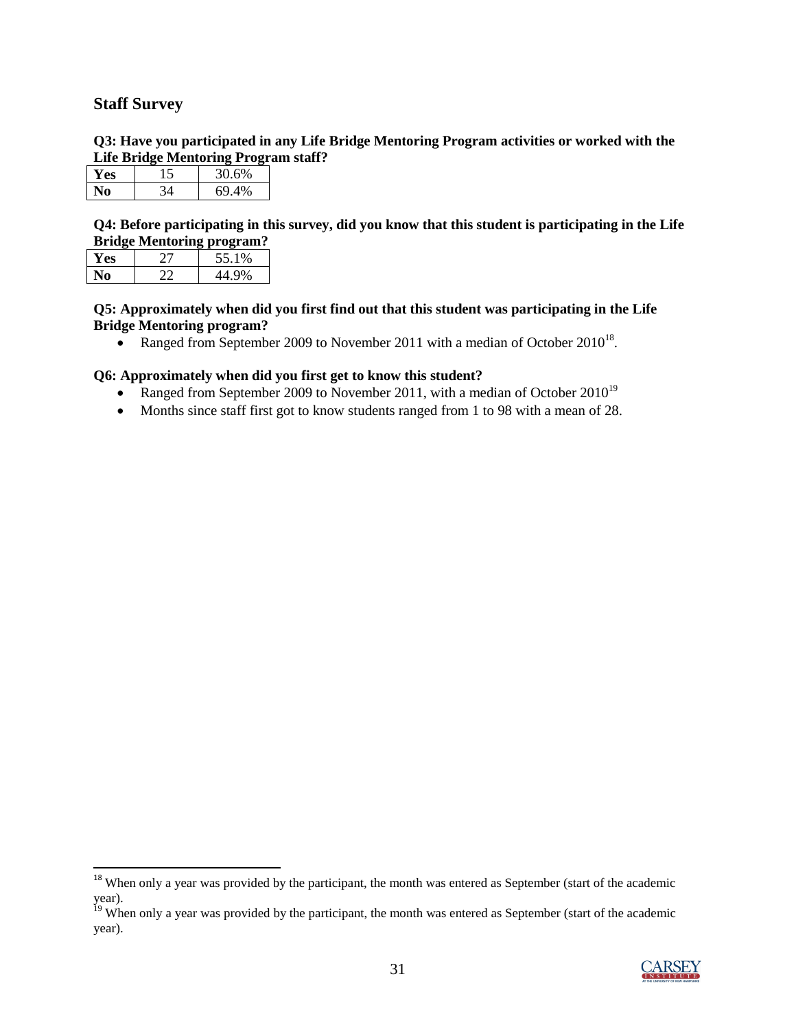## Staff Survey

**Q3: Have you participated in any Life Bridge Mentoring Program activities or worked with the Life Bridge Mentoring Program staff?**

| | | |
|---|---|---|
| **Yes** | 15 | 30.6% |
| **No** | 34 | 69.4% |

**Q4: Before participating in this survey, did you know that this student is participating in the Life Bridge Mentoring program?**

| | | |
|---|---|---|
| **Yes** | 27 | 55.1% |
| **No** | 22 | 44.9% |

**Q5: Approximately when did you first find out that this student was participating in the Life Bridge Mentoring program?**

- Ranged from September 2009 to November 2011 with a median of October 2010[18].

**Q6: Approximately when did you first get to know this student?**

- Ranged from September 2009 to November 2011, with a median of October 2010[19]
- Months since staff first got to know students ranged from 1 to 98 with a mean of 28.

---

[18] When only a year was provided by the participant, the month was entered as September (start of the academic year).

[19] When only a year was provided by the participant, the month was entered as September (start of the academic year).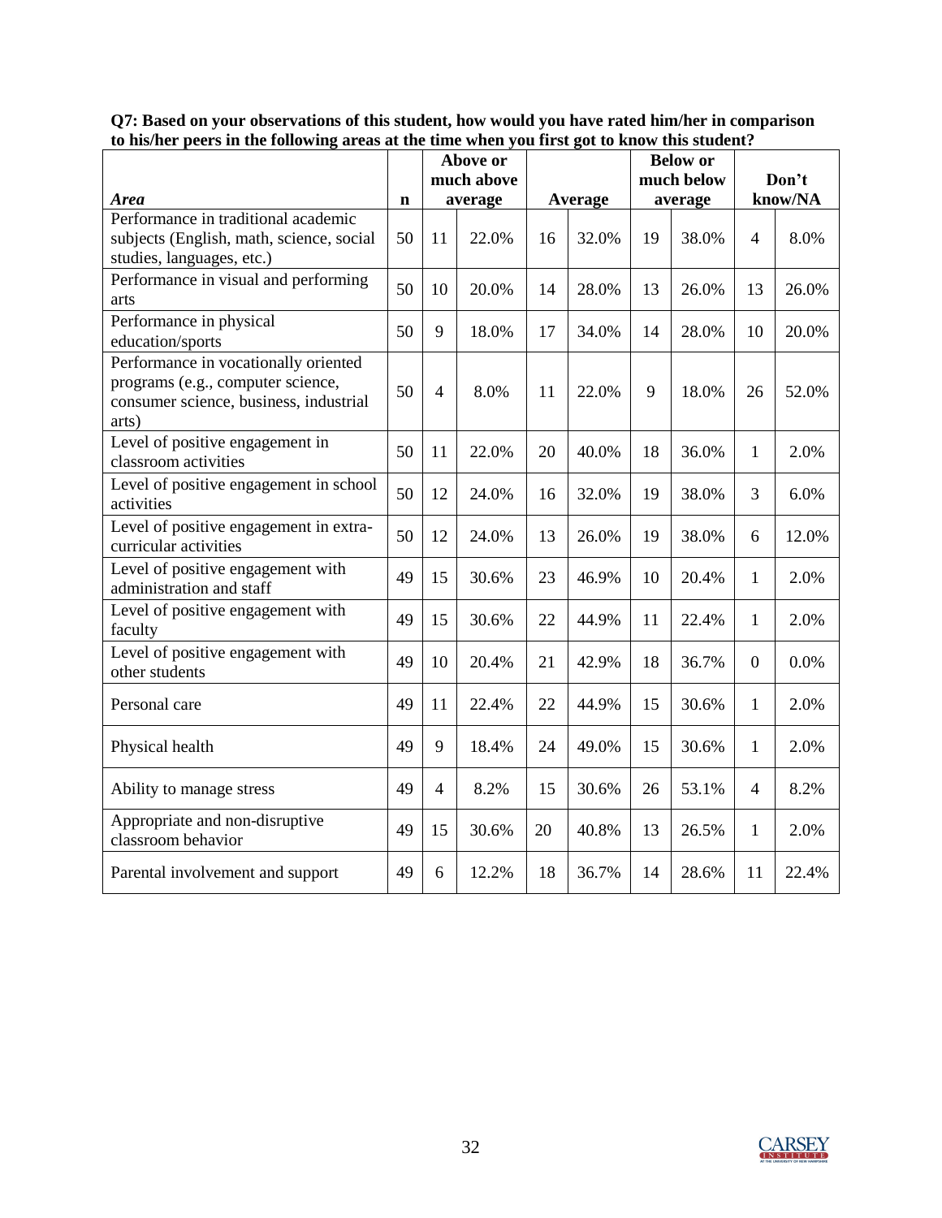**Q7: Based on your observations of this student, how would you have rated him/her in comparison to his/her peers in the following areas at the time when you first got to know this student?**

| *Area* | n | Above or much above average | | Average | | Below or much below average | | Don't know/NA | |
|---|---|---|---|---|---|---|---|---|---|
| Performance in traditional academic subjects (English, math, science, social studies, languages, etc.) | 50 | 11 | 22.0% | 16 | 32.0% | 19 | 38.0% | 4 | 8.0% |
| Performance in visual and performing arts | 50 | 10 | 20.0% | 14 | 28.0% | 13 | 26.0% | 13 | 26.0% |
| Performance in physical education/sports | 50 | 9 | 18.0% | 17 | 34.0% | 14 | 28.0% | 10 | 20.0% |
| Performance in vocationally oriented programs (e.g., computer science, consumer science, business, industrial arts) | 50 | 4 | 8.0% | 11 | 22.0% | 9 | 18.0% | 26 | 52.0% |
| Level of positive engagement in classroom activities | 50 | 11 | 22.0% | 20 | 40.0% | 18 | 36.0% | 1 | 2.0% |
| Level of positive engagement in school activities | 50 | 12 | 24.0% | 16 | 32.0% | 19 | 38.0% | 3 | 6.0% |
| Level of positive engagement in extra-curricular activities | 50 | 12 | 24.0% | 13 | 26.0% | 19 | 38.0% | 6 | 12.0% |
| Level of positive engagement with administration and staff | 49 | 15 | 30.6% | 23 | 46.9% | 10 | 20.4% | 1 | 2.0% |
| Level of positive engagement with faculty | 49 | 15 | 30.6% | 22 | 44.9% | 11 | 22.4% | 1 | 2.0% |
| Level of positive engagement with other students | 49 | 10 | 20.4% | 21 | 42.9% | 18 | 36.7% | 0 | 0.0% |
| Personal care | 49 | 11 | 22.4% | 22 | 44.9% | 15 | 30.6% | 1 | 2.0% |
| Physical health | 49 | 9 | 18.4% | 24 | 49.0% | 15 | 30.6% | 1 | 2.0% |
| Ability to manage stress | 49 | 4 | 8.2% | 15 | 30.6% | 26 | 53.1% | 4 | 8.2% |
| Appropriate and non-disruptive classroom behavior | 49 | 15 | 30.6% | 20 | 40.8% | 13 | 26.5% | 1 | 2.0% |
| Parental involvement and support | 49 | 6 | 12.2% | 18 | 36.7% | 14 | 28.6% | 11 | 22.4% |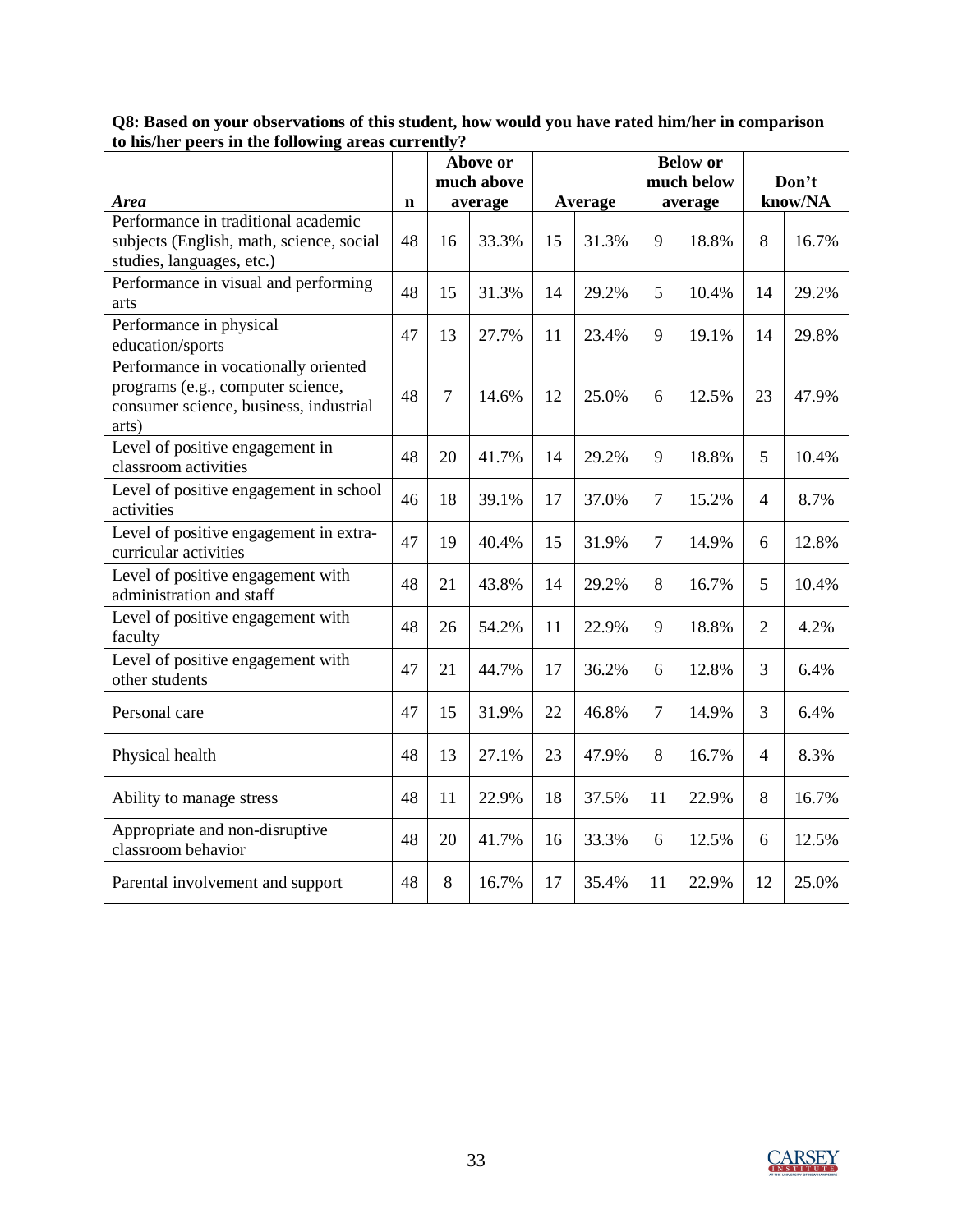**Q8: Based on your observations of this student, how would you have rated him/her in comparison to his/her peers in the following areas currently?**

| *Area* | n | Above or much above average | | Average | | Below or much below average | | Don't know/NA | |
|---|---|---|---|---|---|---|---|---|---|
| Performance in traditional academic subjects (English, math, science, social studies, languages, etc.) | 48 | 16 | 33.3% | 15 | 31.3% | 9 | 18.8% | 8 | 16.7% |
| Performance in visual and performing arts | 48 | 15 | 31.3% | 14 | 29.2% | 5 | 10.4% | 14 | 29.2% |
| Performance in physical education/sports | 47 | 13 | 27.7% | 11 | 23.4% | 9 | 19.1% | 14 | 29.8% |
| Performance in vocationally oriented programs (e.g., computer science, consumer science, business, industrial arts) | 48 | 7 | 14.6% | 12 | 25.0% | 6 | 12.5% | 23 | 47.9% |
| Level of positive engagement in classroom activities | 48 | 20 | 41.7% | 14 | 29.2% | 9 | 18.8% | 5 | 10.4% |
| Level of positive engagement in school activities | 46 | 18 | 39.1% | 17 | 37.0% | 7 | 15.2% | 4 | 8.7% |
| Level of positive engagement in extra-curricular activities | 47 | 19 | 40.4% | 15 | 31.9% | 7 | 14.9% | 6 | 12.8% |
| Level of positive engagement with administration and staff | 48 | 21 | 43.8% | 14 | 29.2% | 8 | 16.7% | 5 | 10.4% |
| Level of positive engagement with faculty | 48 | 26 | 54.2% | 11 | 22.9% | 9 | 18.8% | 2 | 4.2% |
| Level of positive engagement with other students | 47 | 21 | 44.7% | 17 | 36.2% | 6 | 12.8% | 3 | 6.4% |
| Personal care | 47 | 15 | 31.9% | 22 | 46.8% | 7 | 14.9% | 3 | 6.4% |
| Physical health | 48 | 13 | 27.1% | 23 | 47.9% | 8 | 16.7% | 4 | 8.3% |
| Ability to manage stress | 48 | 11 | 22.9% | 18 | 37.5% | 11 | 22.9% | 8 | 16.7% |
| Appropriate and non-disruptive classroom behavior | 48 | 20 | 41.7% | 16 | 33.3% | 6 | 12.5% | 6 | 12.5% |
| Parental involvement and support | 48 | 8 | 16.7% | 17 | 35.4% | 11 | 22.9% | 12 | 25.0% |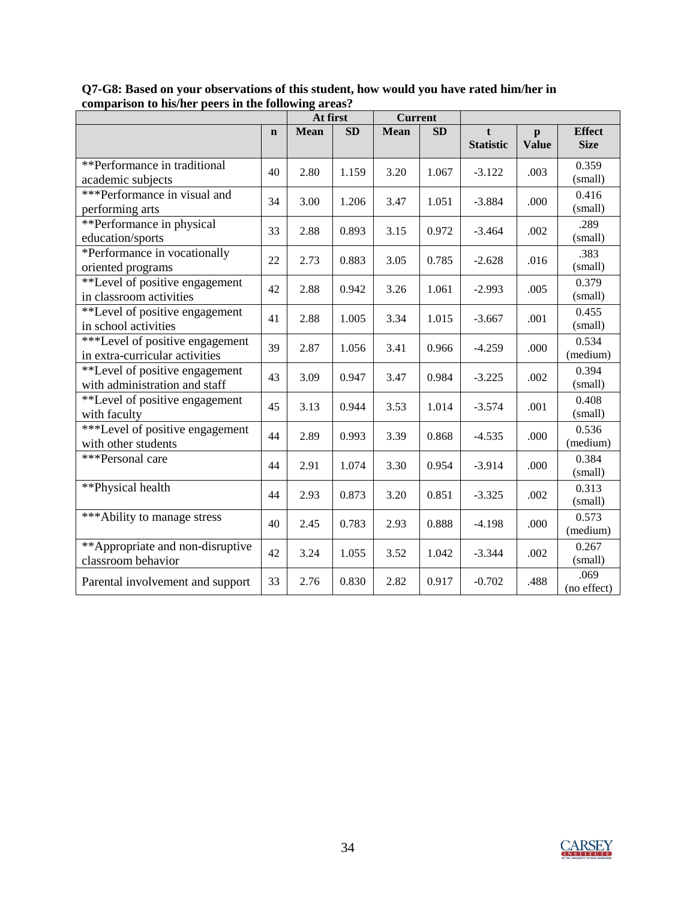**Q7-G8: Based on your observations of this student, how would you have rated him/her in comparison to his/her peers in the following areas?**

| | | At first | | Current | | | | |
|---|---|---|---|---|---|---|---|---|
| | **n** | **Mean** | **SD** | **Mean** | **SD** | **t Statistic** | **p Value** | **Effect Size** |
| **Performance in traditional academic subjects | 40 | 2.80 | 1.159 | 3.20 | 1.067 | -3.122 | .003 | 0.359 (small) |
| ***Performance in visual and performing arts | 34 | 3.00 | 1.206 | 3.47 | 1.051 | -3.884 | .000 | 0.416 (small) |
| **Performance in physical education/sports | 33 | 2.88 | 0.893 | 3.15 | 0.972 | -3.464 | .002 | .289 (small) |
| *Performance in vocationally oriented programs | 22 | 2.73 | 0.883 | 3.05 | 0.785 | -2.628 | .016 | .383 (small) |
| **Level of positive engagement in classroom activities | 42 | 2.88 | 0.942 | 3.26 | 1.061 | -2.993 | .005 | 0.379 (small) |
| **Level of positive engagement in school activities | 41 | 2.88 | 1.005 | 3.34 | 1.015 | -3.667 | .001 | 0.455 (small) |
| ***Level of positive engagement in extra-curricular activities | 39 | 2.87 | 1.056 | 3.41 | 0.966 | -4.259 | .000 | 0.534 (medium) |
| **Level of positive engagement with administration and staff | 43 | 3.09 | 0.947 | 3.47 | 0.984 | -3.225 | .002 | 0.394 (small) |
| **Level of positive engagement with faculty | 45 | 3.13 | 0.944 | 3.53 | 1.014 | -3.574 | .001 | 0.408 (small) |
| ***Level of positive engagement with other students | 44 | 2.89 | 0.993 | 3.39 | 0.868 | -4.535 | .000 | 0.536 (medium) |
| ***Personal care | 44 | 2.91 | 1.074 | 3.30 | 0.954 | -3.914 | .000 | 0.384 (small) |
| **Physical health | 44 | 2.93 | 0.873 | 3.20 | 0.851 | -3.325 | .002 | 0.313 (small) |
| ***Ability to manage stress | 40 | 2.45 | 0.783 | 2.93 | 0.888 | -4.198 | .000 | 0.573 (medium) |
| **Appropriate and non-disruptive classroom behavior | 42 | 3.24 | 1.055 | 3.52 | 1.042 | -3.344 | .002 | 0.267 (small) |
| Parental involvement and support | 33 | 2.76 | 0.830 | 2.82 | 0.917 | -0.702 | .488 | .069 (no effect) |